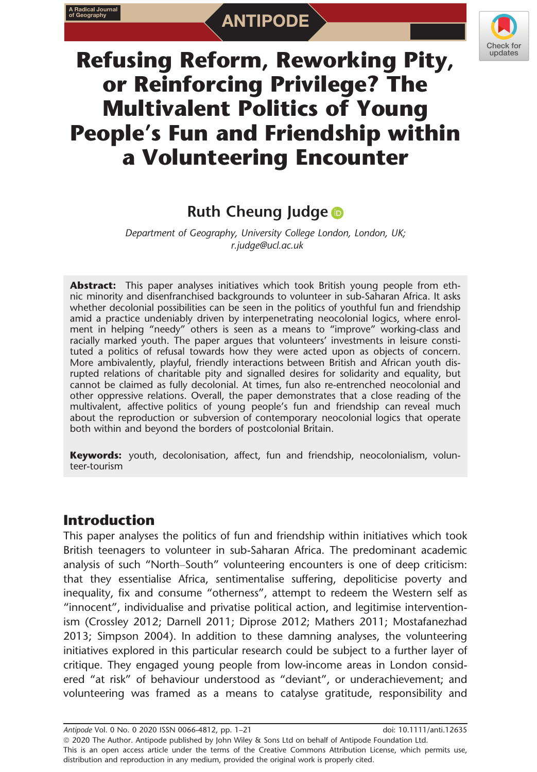# Refusing Reform, Reworking Pity, or Reinforcing Privilege? The Multivalent Politics of Young People's Fun and Friendship within a Volunteering Encounter

## Ruth Cheung Judge

*Department of Geography, University College London, London, UK; r.judge@ucl.ac.uk*

**Abstract:** This paper analyses initiatives which took British young people from ethnic minority and disenfranchised backgrounds to volunteer in sub-Saharan Africa. It asks whether decolonial possibilities can be seen in the politics of youthful fun and friendship amid a practice undeniably driven by interpenetrating neocolonial logics, where enrolment in helping "needy" others is seen as a means to "improve" working-class and racially marked youth. The paper argues that volunteers' investments in leisure constituted a politics of refusal towards how they were acted upon as objects of concern. More ambivalently, playful, friendly interactions between British and African youth disrupted relations of charitable pity and signalled desires for solidarity and equality, but cannot be claimed as fully decolonial. At times, fun also re-entrenched neocolonial and other oppressive relations. Overall, the paper demonstrates that a close reading of the multivalent, affective politics of young people's fun and friendship can reveal much about the reproduction or subversion of contemporary neocolonial logics that operate both within and beyond the borders of postcolonial Britain.

**Keywords:** youth, decolonisation, affect, fun and friendship, neocolonialism, volunteer-tourism

## Introduction

This paper analyses the politics of fun and friendship within initiatives which took British teenagers to volunteer in sub-Saharan Africa. The predominant academic analysis of such "North–South" volunteering encounters is one of deep criticism: that they essentialise Africa, sentimentalise suffering, depoliticise poverty and inequality, fix and consume "otherness", attempt to redeem the Western self as "innocent", individualise and privatise political action, and legitimise interventionism (Crossley 2012; Darnell 2011; Diprose 2012; Mathers 2011; Mostafanezhad 2013; Simpson 2004). In addition to these damning analyses, the volunteering initiatives explored in this particular research could be subject to a further layer of critique. They engaged young people from low-income areas in London considered "at risk" of behaviour understood as "deviant", or underachievement; and volunteering was framed as a means to catalyse gratitude, responsibility and

© 2020 The Author. Antipode published by John Wiley & Sons Ltd on behalf of Antipode Foundation Ltd.
This is an open access article under the terms of the Creative Commons Attribution License, which permits use, distribution and reproduction in any medium, provided the original work is properly cited.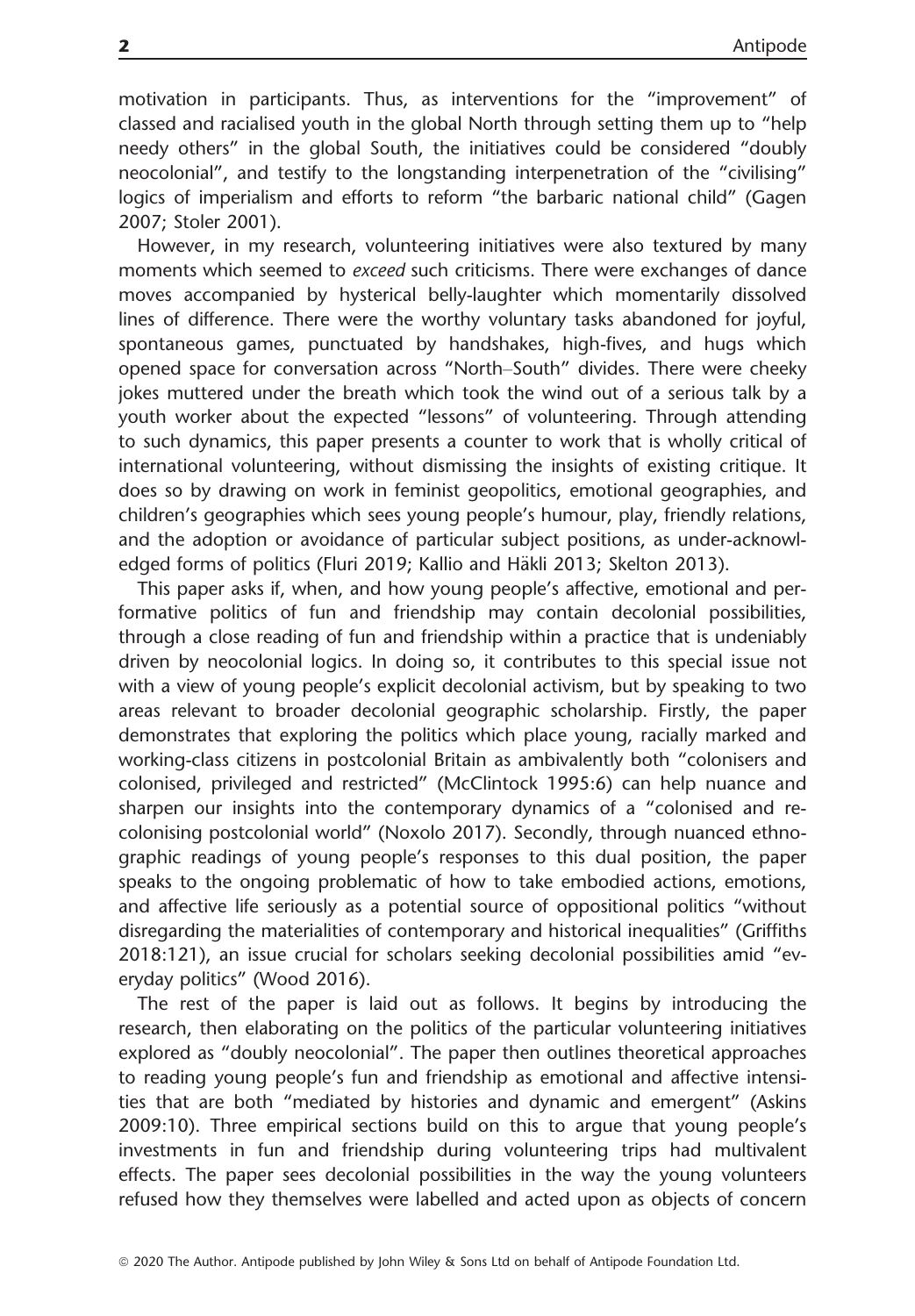motivation in participants. Thus, as interventions for the "improvement" of classed and racialised youth in the global North through setting them up to "help needy others" in the global South, the initiatives could be considered "doubly neocolonial", and testify to the longstanding interpenetration of the "civilising" logics of imperialism and efforts to reform "the barbaric national child" (Gagen 2007; Stoler 2001).

However, in my research, volunteering initiatives were also textured by many moments which seemed to *exceed* such criticisms. There were exchanges of dance moves accompanied by hysterical belly-laughter which momentarily dissolved lines of difference. There were the worthy voluntary tasks abandoned for joyful, spontaneous games, punctuated by handshakes, high-fives, and hugs which opened space for conversation across "North–South" divides. There were cheeky jokes muttered under the breath which took the wind out of a serious talk by a youth worker about the expected "lessons" of volunteering. Through attending to such dynamics, this paper presents a counter to work that is wholly critical of international volunteering, without dismissing the insights of existing critique. It does so by drawing on work in feminist geopolitics, emotional geographies, and children's geographies which sees young people's humour, play, friendly relations, and the adoption or avoidance of particular subject positions, as under-acknowledged forms of politics (Fluri 2019; Kallio and Häkli 2013; Skelton 2013).

This paper asks if, when, and how young people's affective, emotional and performative politics of fun and friendship may contain decolonial possibilities, through a close reading of fun and friendship within a practice that is undeniably driven by neocolonial logics. In doing so, it contributes to this special issue not with a view of young people's explicit decolonial activism, but by speaking to two areas relevant to broader decolonial geographic scholarship. Firstly, the paper demonstrates that exploring the politics which place young, racially marked and working-class citizens in postcolonial Britain as ambivalently both "colonisers and colonised, privileged and restricted" (McClintock 1995:6) can help nuance and sharpen our insights into the contemporary dynamics of a "colonised and re-colonising postcolonial world" (Noxolo 2017). Secondly, through nuanced ethnographic readings of young people's responses to this dual position, the paper speaks to the ongoing problematic of how to take embodied actions, emotions, and affective life seriously as a potential source of oppositional politics "without disregarding the materialities of contemporary and historical inequalities" (Griffiths 2018:121), an issue crucial for scholars seeking decolonial possibilities amid "everyday politics" (Wood 2016).

The rest of the paper is laid out as follows. It begins by introducing the research, then elaborating on the politics of the particular volunteering initiatives explored as "doubly neocolonial". The paper then outlines theoretical approaches to reading young people's fun and friendship as emotional and affective intensities that are both "mediated by histories and dynamic and emergent" (Askins 2009:10). Three empirical sections build on this to argue that young people's investments in fun and friendship during volunteering trips had multivalent effects. The paper sees decolonial possibilities in the way the young volunteers refused how they themselves were labelled and acted upon as objects of concern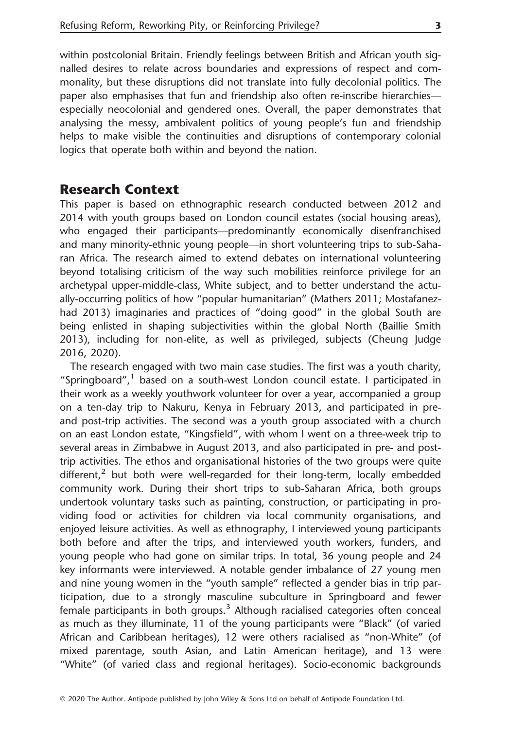within postcolonial Britain. Friendly feelings between British and African youth signalled desires to relate across boundaries and expressions of respect and commonality, but these disruptions did not translate into fully decolonial politics. The paper also emphasises that fun and friendship also often re-inscribe hierarchies—especially neocolonial and gendered ones. Overall, the paper demonstrates that analysing the messy, ambivalent politics of young people's fun and friendship helps to make visible the continuities and disruptions of contemporary colonial logics that operate both within and beyond the nation.

## Research Context

This paper is based on ethnographic research conducted between 2012 and 2014 with youth groups based on London council estates (social housing areas), who engaged their participants—predominantly economically disenfranchised and many minority-ethnic young people—in short volunteering trips to sub-Saharan Africa. The research aimed to extend debates on international volunteering beyond totalising criticism of the way such mobilities reinforce privilege for an archetypal upper-middle-class, White subject, and to better understand the actually-occurring politics of how "popular humanitarian" (Mathers 2011; Mostafanezhad 2013) imaginaries and practices of "doing good" in the global South are being enlisted in shaping subjectivities within the global North (Baillie Smith 2013), including for non-elite, as well as privileged, subjects (Cheung Judge 2016, 2020).

The research engaged with two main case studies. The first was a youth charity, "Springboard",[1] based on a south-west London council estate. I participated in their work as a weekly youthwork volunteer for over a year, accompanied a group on a ten-day trip to Nakuru, Kenya in February 2013, and participated in pre- and post-trip activities. The second was a youth group associated with a church on an east London estate, "Kingsfield", with whom I went on a three-week trip to several areas in Zimbabwe in August 2013, and also participated in pre- and post-trip activities. The ethos and organisational histories of the two groups were quite different,[2] but both were well-regarded for their long-term, locally embedded community work. During their short trips to sub-Saharan Africa, both groups undertook voluntary tasks such as painting, construction, or participating in providing food or activities for children via local community organisations, and enjoyed leisure activities. As well as ethnography, I interviewed young participants both before and after the trips, and interviewed youth workers, funders, and young people who had gone on similar trips. In total, 36 young people and 24 key informants were interviewed. A notable gender imbalance of 27 young men and nine young women in the "youth sample" reflected a gender bias in trip participation, due to a strongly masculine subculture in Springboard and fewer female participants in both groups.[3] Although racialised categories often conceal as much as they illuminate, 11 of the young participants were "Black" (of varied African and Caribbean heritages), 12 were others racialised as "non-White" (of mixed parentage, south Asian, and Latin American heritage), and 13 were "White" (of varied class and regional heritages). Socio-economic backgrounds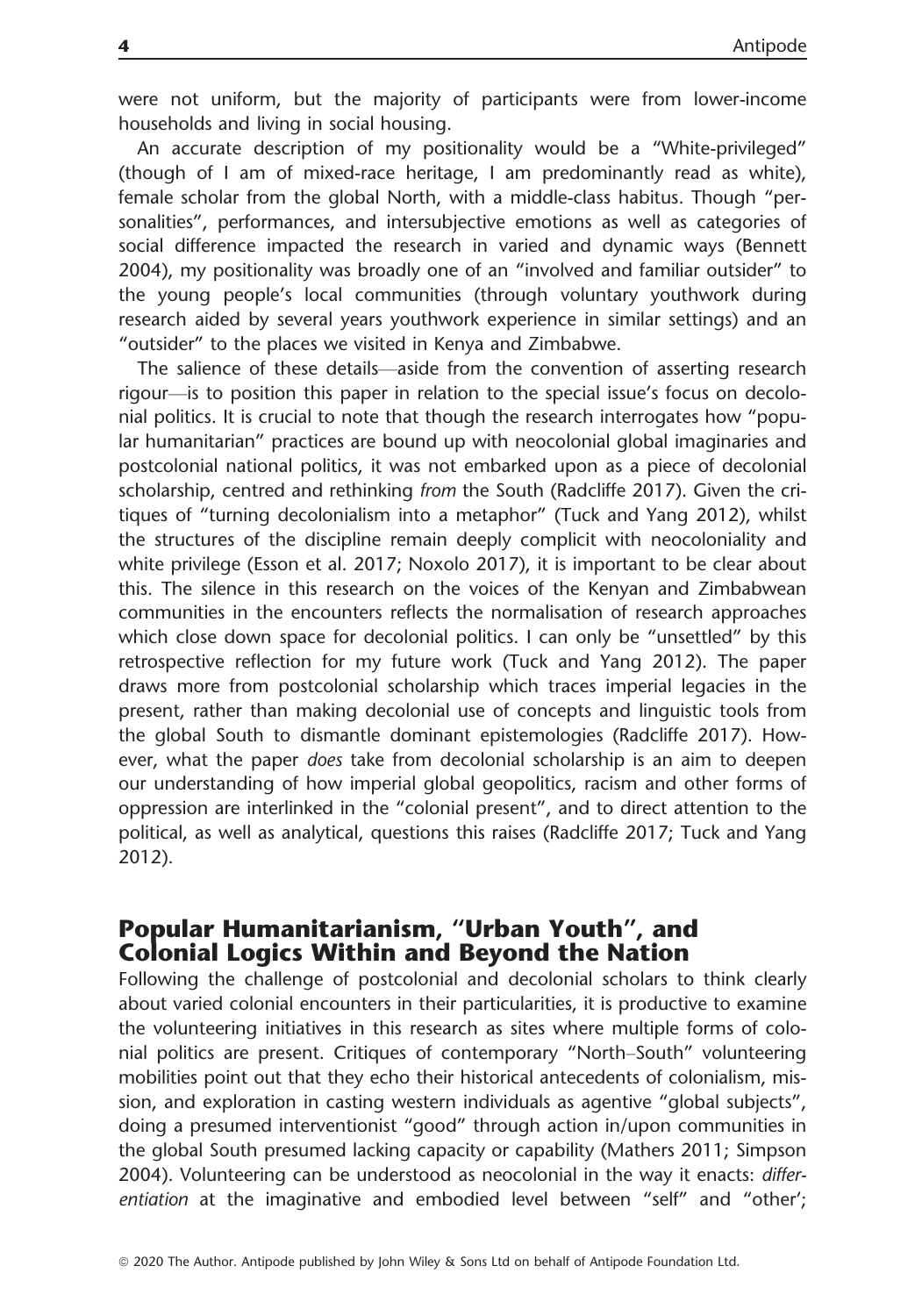were not uniform, but the majority of participants were from lower-income households and living in social housing.

An accurate description of my positionality would be a "White-privileged" (though of I am of mixed-race heritage, I am predominantly read as white), female scholar from the global North, with a middle-class habitus. Though "personalities", performances, and intersubjective emotions as well as categories of social difference impacted the research in varied and dynamic ways (Bennett 2004), my positionality was broadly one of an "involved and familiar outsider" to the young people's local communities (through voluntary youthwork during research aided by several years youthwork experience in similar settings) and an "outsider" to the places we visited in Kenya and Zimbabwe.

The salience of these details—aside from the convention of asserting research rigour—is to position this paper in relation to the special issue's focus on decolonial politics. It is crucial to note that though the research interrogates how "popular humanitarian" practices are bound up with neocolonial global imaginaries and postcolonial national politics, it was not embarked upon as a piece of decolonial scholarship, centred and rethinking *from* the South (Radcliffe 2017). Given the critiques of "turning decolonialism into a metaphor" (Tuck and Yang 2012), whilst the structures of the discipline remain deeply complicit with neocoloniality and white privilege (Esson et al. 2017; Noxolo 2017), it is important to be clear about this. The silence in this research on the voices of the Kenyan and Zimbabwean communities in the encounters reflects the normalisation of research approaches which close down space for decolonial politics. I can only be "unsettled" by this retrospective reflection for my future work (Tuck and Yang 2012). The paper draws more from postcolonial scholarship which traces imperial legacies in the present, rather than making decolonial use of concepts and linguistic tools from the global South to dismantle dominant epistemologies (Radcliffe 2017). However, what the paper *does* take from decolonial scholarship is an aim to deepen our understanding of how imperial global geopolitics, racism and other forms of oppression are interlinked in the "colonial present", and to direct attention to the political, as well as analytical, questions this raises (Radcliffe 2017; Tuck and Yang 2012).

## Popular Humanitarianism, "Urban Youth", and Colonial Logics Within and Beyond the Nation

Following the challenge of postcolonial and decolonial scholars to think clearly about varied colonial encounters in their particularities, it is productive to examine the volunteering initiatives in this research as sites where multiple forms of colonial politics are present. Critiques of contemporary "North–South" volunteering mobilities point out that they echo their historical antecedents of colonialism, mission, and exploration in casting western individuals as agentive "global subjects", doing a presumed interventionist "good" through action in/upon communities in the global South presumed lacking capacity or capability (Mathers 2011; Simpson 2004). Volunteering can be understood as neocolonial in the way it enacts: *differentiation* at the imaginative and embodied level between "self" and "other';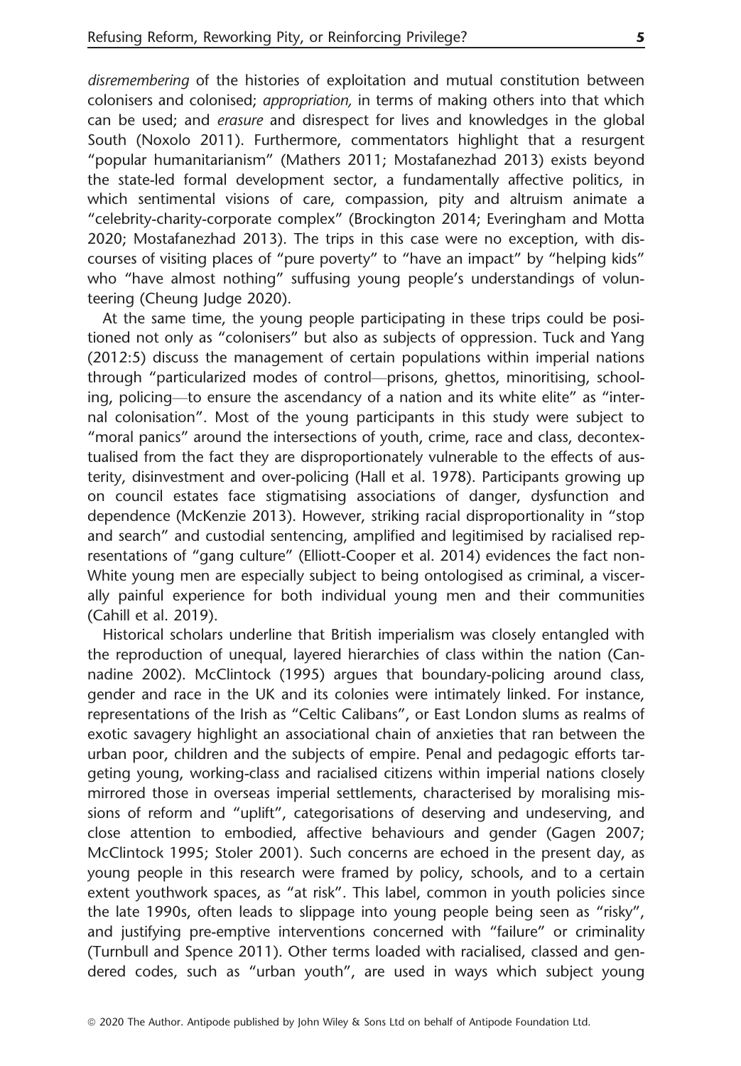*disremembering* of the histories of exploitation and mutual constitution between colonisers and colonised; *appropriation,* in terms of making others into that which can be used; and *erasure* and disrespect for lives and knowledges in the global South (Noxolo 2011). Furthermore, commentators highlight that a resurgent "popular humanitarianism" (Mathers 2011; Mostafanezhad 2013) exists beyond the state-led formal development sector, a fundamentally affective politics, in which sentimental visions of care, compassion, pity and altruism animate a "celebrity-charity-corporate complex" (Brockington 2014; Everingham and Motta 2020; Mostafanezhad 2013). The trips in this case were no exception, with discourses of visiting places of "pure poverty" to "have an impact" by "helping kids" who "have almost nothing" suffusing young people's understandings of volunteering (Cheung Judge 2020).

At the same time, the young people participating in these trips could be positioned not only as "colonisers" but also as subjects of oppression. Tuck and Yang (2012:5) discuss the management of certain populations within imperial nations through "particularized modes of control—prisons, ghettos, minoritising, schooling, policing—to ensure the ascendancy of a nation and its white elite" as "internal colonisation". Most of the young participants in this study were subject to "moral panics" around the intersections of youth, crime, race and class, decontextualised from the fact they are disproportionately vulnerable to the effects of austerity, disinvestment and over-policing (Hall et al. 1978). Participants growing up on council estates face stigmatising associations of danger, dysfunction and dependence (McKenzie 2013). However, striking racial disproportionality in "stop and search" and custodial sentencing, amplified and legitimised by racialised representations of "gang culture" (Elliott-Cooper et al. 2014) evidences the fact non-White young men are especially subject to being ontologised as criminal, a viscerally painful experience for both individual young men and their communities (Cahill et al. 2019).

Historical scholars underline that British imperialism was closely entangled with the reproduction of unequal, layered hierarchies of class within the nation (Cannadine 2002). McClintock (1995) argues that boundary-policing around class, gender and race in the UK and its colonies were intimately linked. For instance, representations of the Irish as "Celtic Calibans", or East London slums as realms of exotic savagery highlight an associational chain of anxieties that ran between the urban poor, children and the subjects of empire. Penal and pedagogic efforts targeting young, working-class and racialised citizens within imperial nations closely mirrored those in overseas imperial settlements, characterised by moralising missions of reform and "uplift", categorisations of deserving and undeserving, and close attention to embodied, affective behaviours and gender (Gagen 2007; McClintock 1995; Stoler 2001). Such concerns are echoed in the present day, as young people in this research were framed by policy, schools, and to a certain extent youthwork spaces, as "at risk". This label, common in youth policies since the late 1990s, often leads to slippage into young people being seen as "risky", and justifying pre-emptive interventions concerned with "failure" or criminality (Turnbull and Spence 2011). Other terms loaded with racialised, classed and gendered codes, such as "urban youth", are used in ways which subject young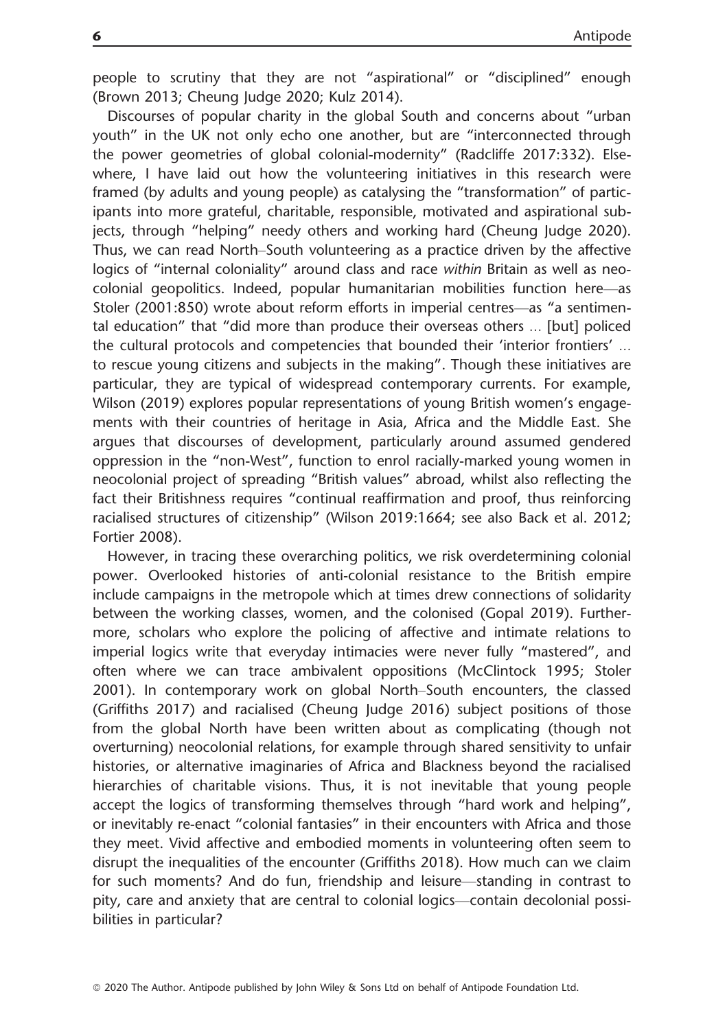people to scrutiny that they are not "aspirational" or "disciplined" enough (Brown 2013; Cheung Judge 2020; Kulz 2014).

Discourses of popular charity in the global South and concerns about "urban youth" in the UK not only echo one another, but are "interconnected through the power geometries of global colonial-modernity" (Radcliffe 2017:332). Elsewhere, I have laid out how the volunteering initiatives in this research were framed (by adults and young people) as catalysing the "transformation" of participants into more grateful, charitable, responsible, motivated and aspirational subjects, through "helping" needy others and working hard (Cheung Judge 2020). Thus, we can read North–South volunteering as a practice driven by the affective logics of "internal coloniality" around class and race *within* Britain as well as neocolonial geopolitics. Indeed, popular humanitarian mobilities function here—as Stoler (2001:850) wrote about reform efforts in imperial centres—as "a sentimental education" that "did more than produce their overseas others … [but] policed the cultural protocols and competencies that bounded their 'interior frontiers' … to rescue young citizens and subjects in the making". Though these initiatives are particular, they are typical of widespread contemporary currents. For example, Wilson (2019) explores popular representations of young British women's engagements with their countries of heritage in Asia, Africa and the Middle East. She argues that discourses of development, particularly around assumed gendered oppression in the "non-West", function to enrol racially-marked young women in neocolonial project of spreading "British values" abroad, whilst also reflecting the fact their Britishness requires "continual reaffirmation and proof, thus reinforcing racialised structures of citizenship" (Wilson 2019:1664; see also Back et al. 2012; Fortier 2008).

However, in tracing these overarching politics, we risk overdetermining colonial power. Overlooked histories of anti-colonial resistance to the British empire include campaigns in the metropole which at times drew connections of solidarity between the working classes, women, and the colonised (Gopal 2019). Furthermore, scholars who explore the policing of affective and intimate relations to imperial logics write that everyday intimacies were never fully "mastered", and often where we can trace ambivalent oppositions (McClintock 1995; Stoler 2001). In contemporary work on global North–South encounters, the classed (Griffiths 2017) and racialised (Cheung Judge 2016) subject positions of those from the global North have been written about as complicating (though not overturning) neocolonial relations, for example through shared sensitivity to unfair histories, or alternative imaginaries of Africa and Blackness beyond the racialised hierarchies of charitable visions. Thus, it is not inevitable that young people accept the logics of transforming themselves through "hard work and helping", or inevitably re-enact "colonial fantasies" in their encounters with Africa and those they meet. Vivid affective and embodied moments in volunteering often seem to disrupt the inequalities of the encounter (Griffiths 2018). How much can we claim for such moments? And do fun, friendship and leisure—standing in contrast to pity, care and anxiety that are central to colonial logics—contain decolonial possibilities in particular?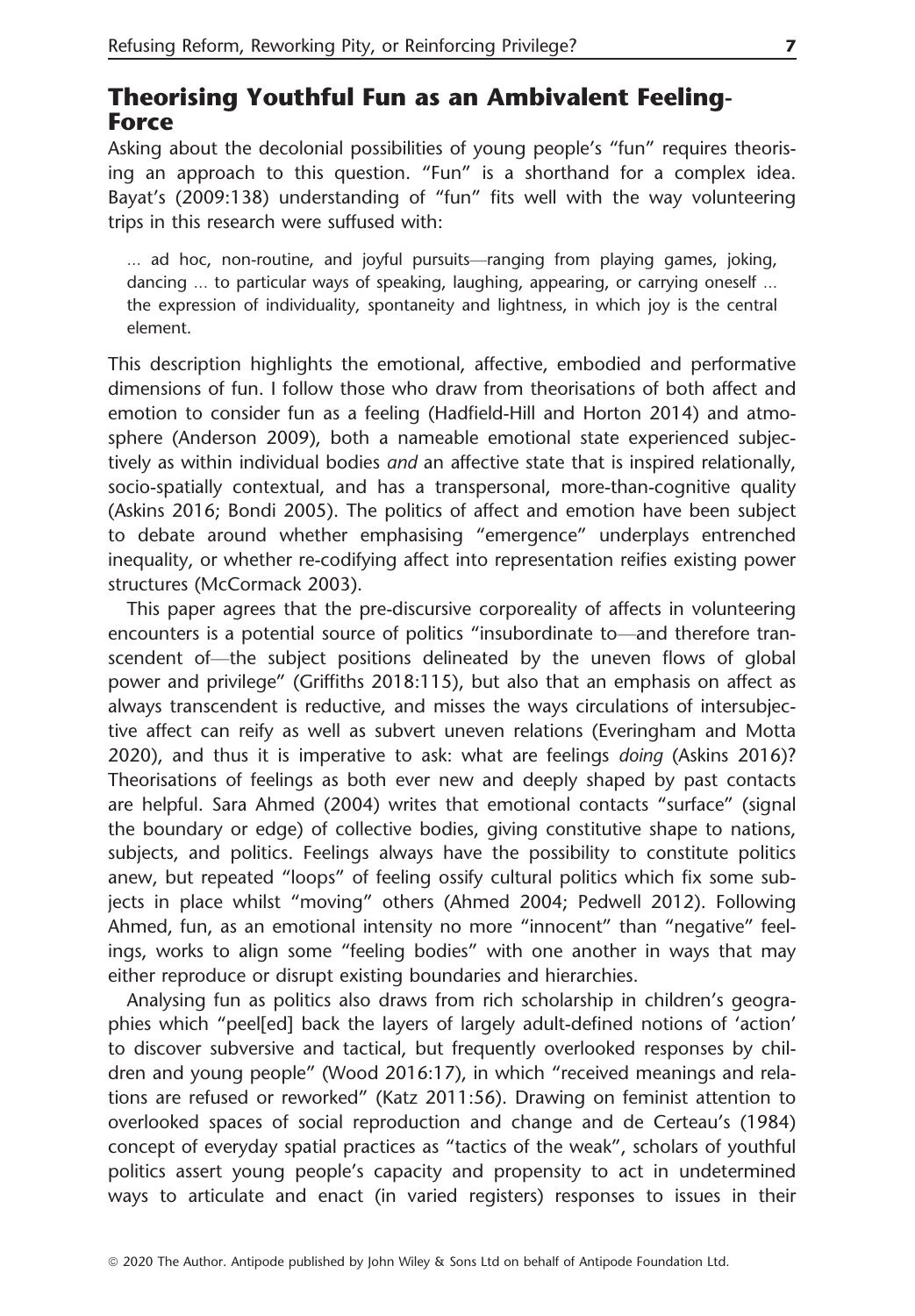## Theorising Youthful Fun as an Ambivalent Feeling-Force

Asking about the decolonial possibilities of young people's "fun" requires theorising an approach to this question. "Fun" is a shorthand for a complex idea. Bayat's (2009:138) understanding of "fun" fits well with the way volunteering trips in this research were suffused with:

> … ad hoc, non-routine, and joyful pursuits—ranging from playing games, joking, dancing … to particular ways of speaking, laughing, appearing, or carrying oneself … the expression of individuality, spontaneity and lightness, in which joy is the central element.

This description highlights the emotional, affective, embodied and performative dimensions of fun. I follow those who draw from theorisations of both affect and emotion to consider fun as a feeling (Hadfield-Hill and Horton 2014) and atmosphere (Anderson 2009), both a nameable emotional state experienced subjectively as within individual bodies *and* an affective state that is inspired relationally, socio-spatially contextual, and has a transpersonal, more-than-cognitive quality (Askins 2016; Bondi 2005). The politics of affect and emotion have been subject to debate around whether emphasising "emergence" underplays entrenched inequality, or whether re-codifying affect into representation reifies existing power structures (McCormack 2003).

This paper agrees that the pre-discursive corporeality of affects in volunteering encounters is a potential source of politics "insubordinate to—and therefore transcendent of—the subject positions delineated by the uneven flows of global power and privilege" (Griffiths 2018:115), but also that an emphasis on affect as always transcendent is reductive, and misses the ways circulations of intersubjective affect can reify as well as subvert uneven relations (Everingham and Motta 2020), and thus it is imperative to ask: what are feelings *doing* (Askins 2016)? Theorisations of feelings as both ever new and deeply shaped by past contacts are helpful. Sara Ahmed (2004) writes that emotional contacts "surface" (signal the boundary or edge) of collective bodies, giving constitutive shape to nations, subjects, and politics. Feelings always have the possibility to constitute politics anew, but repeated "loops" of feeling ossify cultural politics which fix some subjects in place whilst "moving" others (Ahmed 2004; Pedwell 2012). Following Ahmed, fun, as an emotional intensity no more "innocent" than "negative" feelings, works to align some "feeling bodies" with one another in ways that may either reproduce or disrupt existing boundaries and hierarchies.

Analysing fun as politics also draws from rich scholarship in children's geographies which "peel[ed] back the layers of largely adult-defined notions of 'action' to discover subversive and tactical, but frequently overlooked responses by children and young people" (Wood 2016:17), in which "received meanings and relations are refused or reworked" (Katz 2011:56). Drawing on feminist attention to overlooked spaces of social reproduction and change and de Certeau's (1984) concept of everyday spatial practices as "tactics of the weak", scholars of youthful politics assert young people's capacity and propensity to act in undetermined ways to articulate and enact (in varied registers) responses to issues in their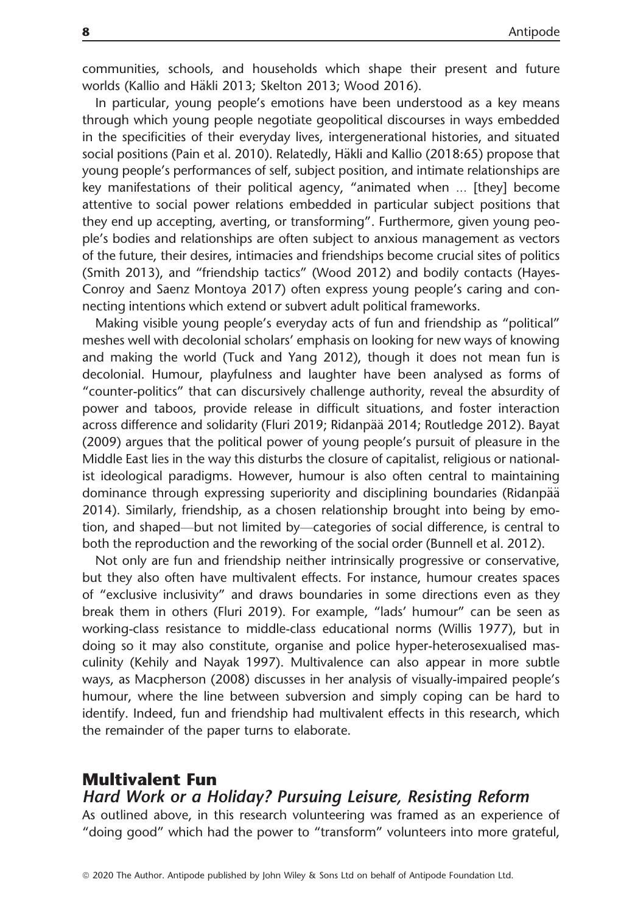communities, schools, and households which shape their present and future worlds (Kallio and Häkli 2013; Skelton 2013; Wood 2016).

In particular, young people's emotions have been understood as a key means through which young people negotiate geopolitical discourses in ways embedded in the specificities of their everyday lives, intergenerational histories, and situated social positions (Pain et al. 2010). Relatedly, Häkli and Kallio (2018:65) propose that young people's performances of self, subject position, and intimate relationships are key manifestations of their political agency, "animated when … [they] become attentive to social power relations embedded in particular subject positions that they end up accepting, averting, or transforming". Furthermore, given young people's bodies and relationships are often subject to anxious management as vectors of the future, their desires, intimacies and friendships become crucial sites of politics (Smith 2013), and "friendship tactics" (Wood 2012) and bodily contacts (Hayes-Conroy and Saenz Montoya 2017) often express young people's caring and connecting intentions which extend or subvert adult political frameworks.

Making visible young people's everyday acts of fun and friendship as "political" meshes well with decolonial scholars' emphasis on looking for new ways of knowing and making the world (Tuck and Yang 2012), though it does not mean fun is decolonial. Humour, playfulness and laughter have been analysed as forms of "counter-politics" that can discursively challenge authority, reveal the absurdity of power and taboos, provide release in difficult situations, and foster interaction across difference and solidarity (Fluri 2019; Ridanpää 2014; Routledge 2012). Bayat (2009) argues that the political power of young people's pursuit of pleasure in the Middle East lies in the way this disturbs the closure of capitalist, religious or nationalist ideological paradigms. However, humour is also often central to maintaining dominance through expressing superiority and disciplining boundaries (Ridanpää 2014). Similarly, friendship, as a chosen relationship brought into being by emotion, and shaped—but not limited by—categories of social difference, is central to both the reproduction and the reworking of the social order (Bunnell et al. 2012).

Not only are fun and friendship neither intrinsically progressive or conservative, but they also often have multivalent effects. For instance, humour creates spaces of "exclusive inclusivity" and draws boundaries in some directions even as they break them in others (Fluri 2019). For example, "lads' humour" can be seen as working-class resistance to middle-class educational norms (Willis 1977), but in doing so it may also constitute, organise and police hyper-heterosexualised masculinity (Kehily and Nayak 1997). Multivalence can also appear in more subtle ways, as Macpherson (2008) discusses in her analysis of visually-impaired people's humour, where the line between subversion and simply coping can be hard to identify. Indeed, fun and friendship had multivalent effects in this research, which the remainder of the paper turns to elaborate.

## Multivalent Fun

### *Hard Work or a Holiday? Pursuing Leisure, Resisting Reform*

As outlined above, in this research volunteering was framed as an experience of "doing good" which had the power to "transform" volunteers into more grateful,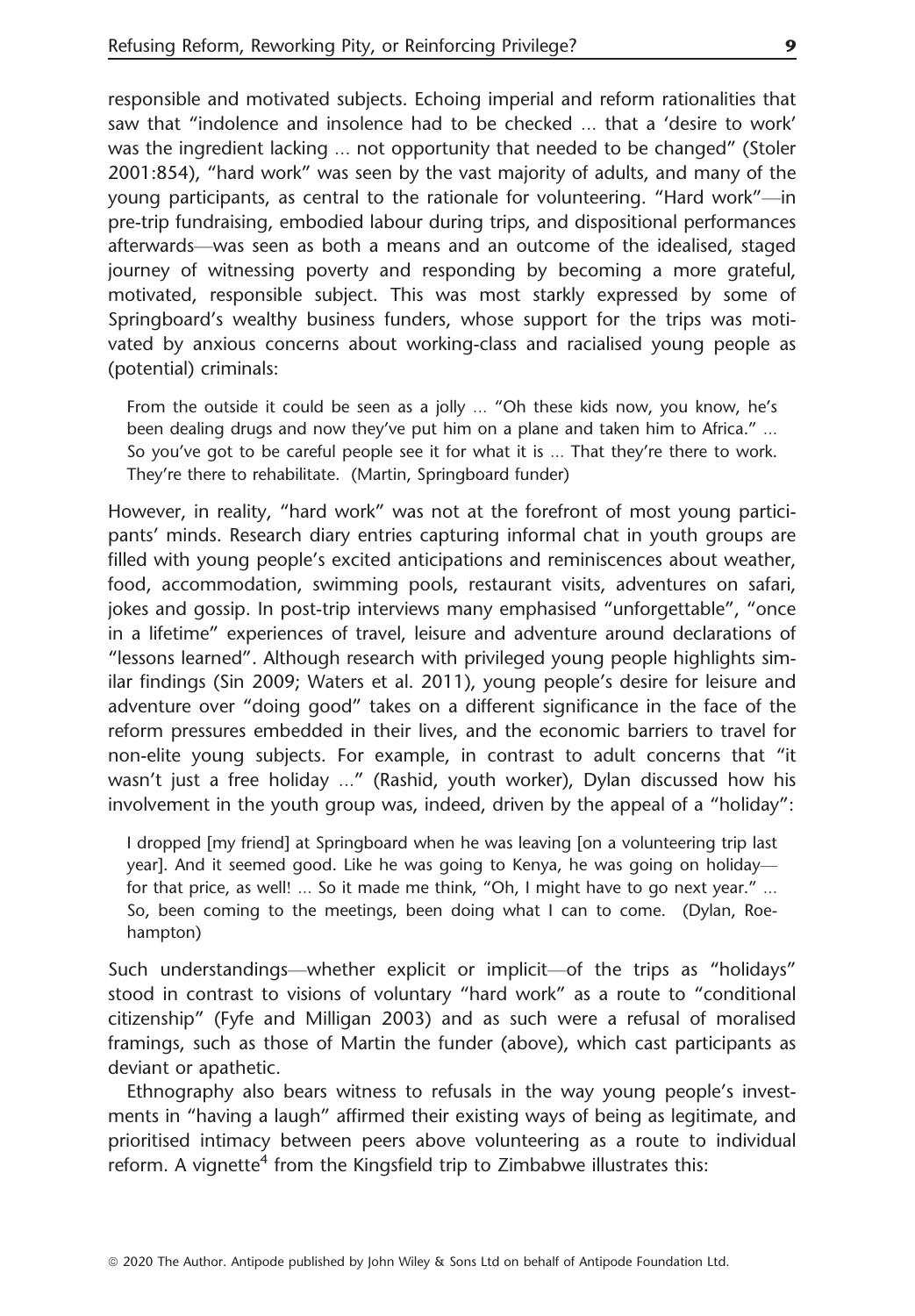responsible and motivated subjects. Echoing imperial and reform rationalities that saw that "indolence and insolence had to be checked … that a 'desire to work' was the ingredient lacking … not opportunity that needed to be changed" (Stoler 2001:854), "hard work" was seen by the vast majority of adults, and many of the young participants, as central to the rationale for volunteering. "Hard work"—in pre-trip fundraising, embodied labour during trips, and dispositional performances afterwards—was seen as both a means and an outcome of the idealised, staged journey of witnessing poverty and responding by becoming a more grateful, motivated, responsible subject. This was most starkly expressed by some of Springboard's wealthy business funders, whose support for the trips was motivated by anxious concerns about working-class and racialised young people as (potential) criminals:

> From the outside it could be seen as a jolly … "Oh these kids now, you know, he's been dealing drugs and now they've put him on a plane and taken him to Africa." … So you've got to be careful people see it for what it is … That they're there to work. They're there to rehabilitate. (Martin, Springboard funder)

However, in reality, "hard work" was not at the forefront of most young participants' minds. Research diary entries capturing informal chat in youth groups are filled with young people's excited anticipations and reminiscences about weather, food, accommodation, swimming pools, restaurant visits, adventures on safari, jokes and gossip. In post-trip interviews many emphasised "unforgettable", "once in a lifetime" experiences of travel, leisure and adventure around declarations of "lessons learned". Although research with privileged young people highlights similar findings (Sin 2009; Waters et al. 2011), young people's desire for leisure and adventure over "doing good" takes on a different significance in the face of the reform pressures embedded in their lives, and the economic barriers to travel for non-elite young subjects. For example, in contrast to adult concerns that "it wasn't just a free holiday …" (Rashid, youth worker), Dylan discussed how his involvement in the youth group was, indeed, driven by the appeal of a "holiday":

> I dropped [my friend] at Springboard when he was leaving [on a volunteering trip last year]. And it seemed good. Like he was going to Kenya, he was going on holiday—for that price, as well! … So it made me think, "Oh, I might have to go next year." … So, been coming to the meetings, been doing what I can to come. (Dylan, Roehampton)

Such understandings—whether explicit or implicit—of the trips as "holidays" stood in contrast to visions of voluntary "hard work" as a route to "conditional citizenship" (Fyfe and Milligan 2003) and as such were a refusal of moralised framings, such as those of Martin the funder (above), which cast participants as deviant or apathetic.

Ethnography also bears witness to refusals in the way young people's investments in "having a laugh" affirmed their existing ways of being as legitimate, and prioritised intimacy between peers above volunteering as a route to individual reform. A vignette[4] from the Kingsfield trip to Zimbabwe illustrates this: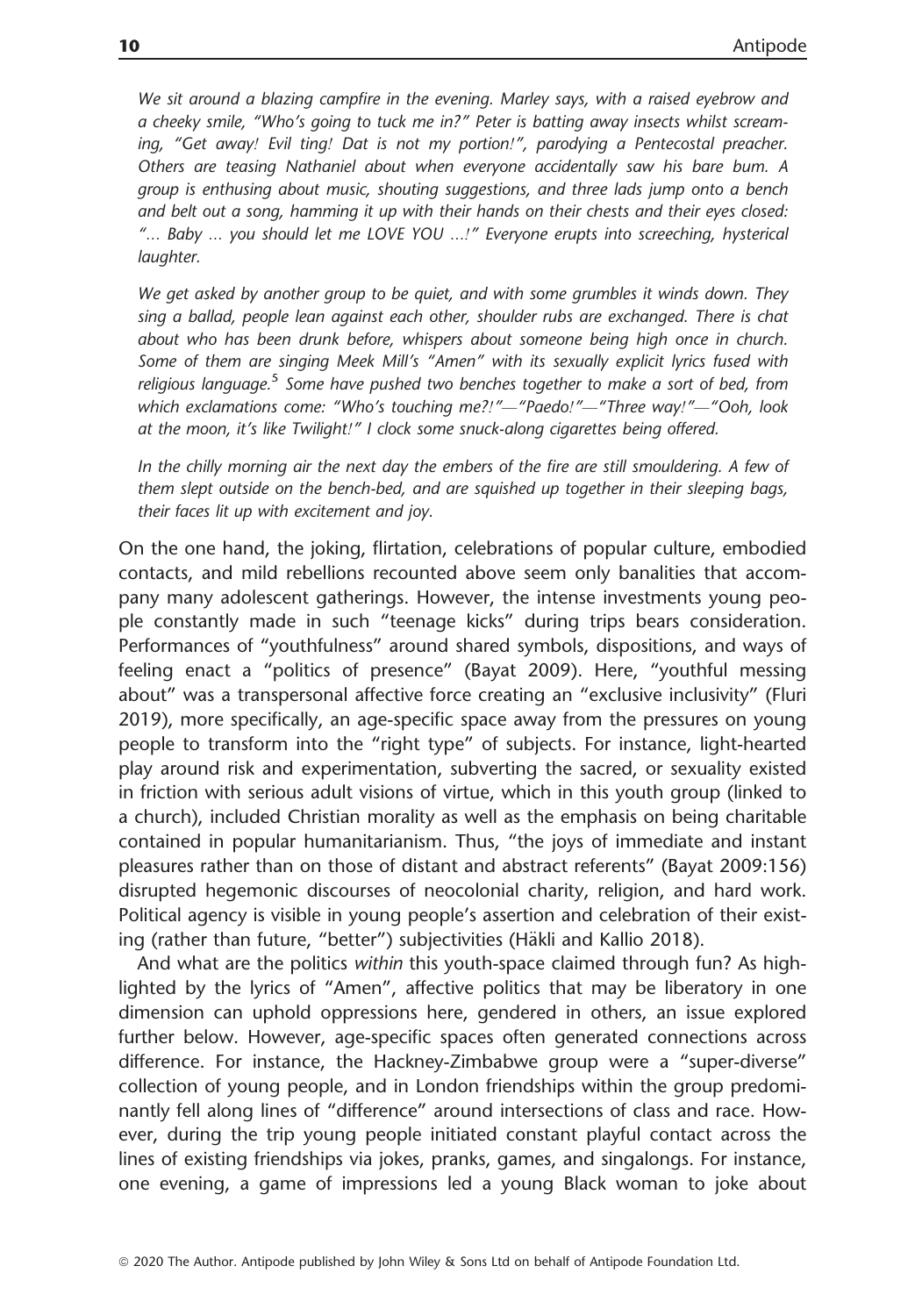*We sit around a blazing campfire in the evening. Marley says, with a raised eyebrow and a cheeky smile, "Who's going to tuck me in?" Peter is batting away insects whilst screaming, "Get away! Evil ting! Dat is not my portion!", parodying a Pentecostal preacher. Others are teasing Nathaniel about when everyone accidentally saw his bare bum. A group is enthusing about music, shouting suggestions, and three lads jump onto a bench and belt out a song, hamming it up with their hands on their chests and their eyes closed: "… Baby … you should let me LOVE YOU …!" Everyone erupts into screeching, hysterical laughter.*

*We get asked by another group to be quiet, and with some grumbles it winds down. They sing a ballad, people lean against each other, shoulder rubs are exchanged. There is chat about who has been drunk before, whispers about someone being high once in church. Some of them are singing Meek Mill's "Amen" with its sexually explicit lyrics fused with religious language.*[5] *Some have pushed two benches together to make a sort of bed, from which exclamations come: "Who's touching me?!"—"Paedo!"—"Three way!"—"Ooh, look at the moon, it's like Twilight!" I clock some snuck-along cigarettes being offered.*

*In the chilly morning air the next day the embers of the fire are still smouldering. A few of them slept outside on the bench-bed, and are squished up together in their sleeping bags, their faces lit up with excitement and joy.*

On the one hand, the joking, flirtation, celebrations of popular culture, embodied contacts, and mild rebellions recounted above seem only banalities that accompany many adolescent gatherings. However, the intense investments young people constantly made in such "teenage kicks" during trips bears consideration. Performances of "youthfulness" around shared symbols, dispositions, and ways of feeling enact a "politics of presence" (Bayat 2009). Here, "youthful messing about" was a transpersonal affective force creating an "exclusive inclusivity" (Fluri 2019), more specifically, an age-specific space away from the pressures on young people to transform into the "right type" of subjects. For instance, light-hearted play around risk and experimentation, subverting the sacred, or sexuality existed in friction with serious adult visions of virtue, which in this youth group (linked to a church), included Christian morality as well as the emphasis on being charitable contained in popular humanitarianism. Thus, "the joys of immediate and instant pleasures rather than on those of distant and abstract referents" (Bayat 2009:156) disrupted hegemonic discourses of neocolonial charity, religion, and hard work. Political agency is visible in young people's assertion and celebration of their existing (rather than future, "better") subjectivities (Häkli and Kallio 2018).

And what are the politics *within* this youth-space claimed through fun? As highlighted by the lyrics of "Amen", affective politics that may be liberatory in one dimension can uphold oppressions here, gendered in others, an issue explored further below. However, age-specific spaces often generated connections across difference. For instance, the Hackney-Zimbabwe group were a "super-diverse" collection of young people, and in London friendships within the group predominantly fell along lines of "difference" around intersections of class and race. However, during the trip young people initiated constant playful contact across the lines of existing friendships via jokes, pranks, games, and singalongs. For instance, one evening, a game of impressions led a young Black woman to joke about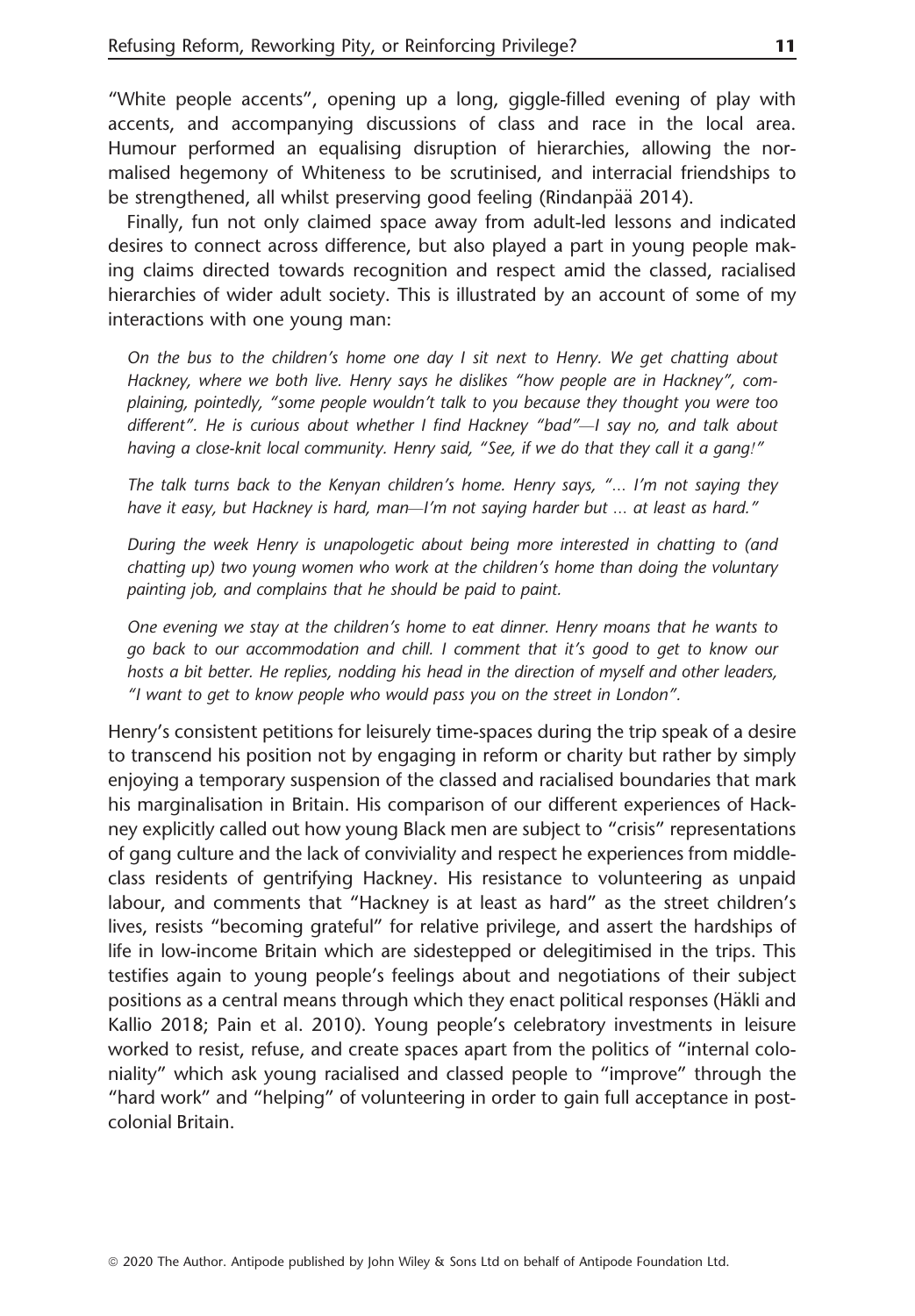"White people accents", opening up a long, giggle-filled evening of play with accents, and accompanying discussions of class and race in the local area. Humour performed an equalising disruption of hierarchies, allowing the normalised hegemony of Whiteness to be scrutinised, and interracial friendships to be strengthened, all whilst preserving good feeling (Rindanpää 2014).

Finally, fun not only claimed space away from adult-led lessons and indicated desires to connect across difference, but also played a part in young people making claims directed towards recognition and respect amid the classed, racialised hierarchies of wider adult society. This is illustrated by an account of some of my interactions with one young man:

> *On the bus to the children's home one day I sit next to Henry. We get chatting about Hackney, where we both live. Henry says he dislikes "how people are in Hackney", complaining, pointedly, "some people wouldn't talk to you because they thought you were too different". He is curious about whether I find Hackney "bad"—I say no, and talk about having a close-knit local community. Henry said, "See, if we do that they call it a gang!"*
>
> *The talk turns back to the Kenyan children's home. Henry says, "… I'm not saying they have it easy, but Hackney is hard, man—I'm not saying harder but … at least as hard."*
>
> *During the week Henry is unapologetic about being more interested in chatting to (and chatting up) two young women who work at the children's home than doing the voluntary painting job, and complains that he should be paid to paint.*
>
> *One evening we stay at the children's home to eat dinner. Henry moans that he wants to go back to our accommodation and chill. I comment that it's good to get to know our hosts a bit better. He replies, nodding his head in the direction of myself and other leaders, "I want to get to know people who would pass you on the street in London".*

Henry's consistent petitions for leisurely time-spaces during the trip speak of a desire to transcend his position not by engaging in reform or charity but rather by simply enjoying a temporary suspension of the classed and racialised boundaries that mark his marginalisation in Britain. His comparison of our different experiences of Hackney explicitly called out how young Black men are subject to "crisis" representations of gang culture and the lack of conviviality and respect he experiences from middle-class residents of gentrifying Hackney. His resistance to volunteering as unpaid labour, and comments that "Hackney is at least as hard" as the street children's lives, resists "becoming grateful" for relative privilege, and assert the hardships of life in low-income Britain which are sidestepped or delegitimised in the trips. This testifies again to young people's feelings about and negotiations of their subject positions as a central means through which they enact political responses (Häkli and Kallio 2018; Pain et al. 2010). Young people's celebratory investments in leisure worked to resist, refuse, and create spaces apart from the politics of "internal coloniality" which ask young racialised and classed people to "improve" through the "hard work" and "helping" of volunteering in order to gain full acceptance in post-colonial Britain.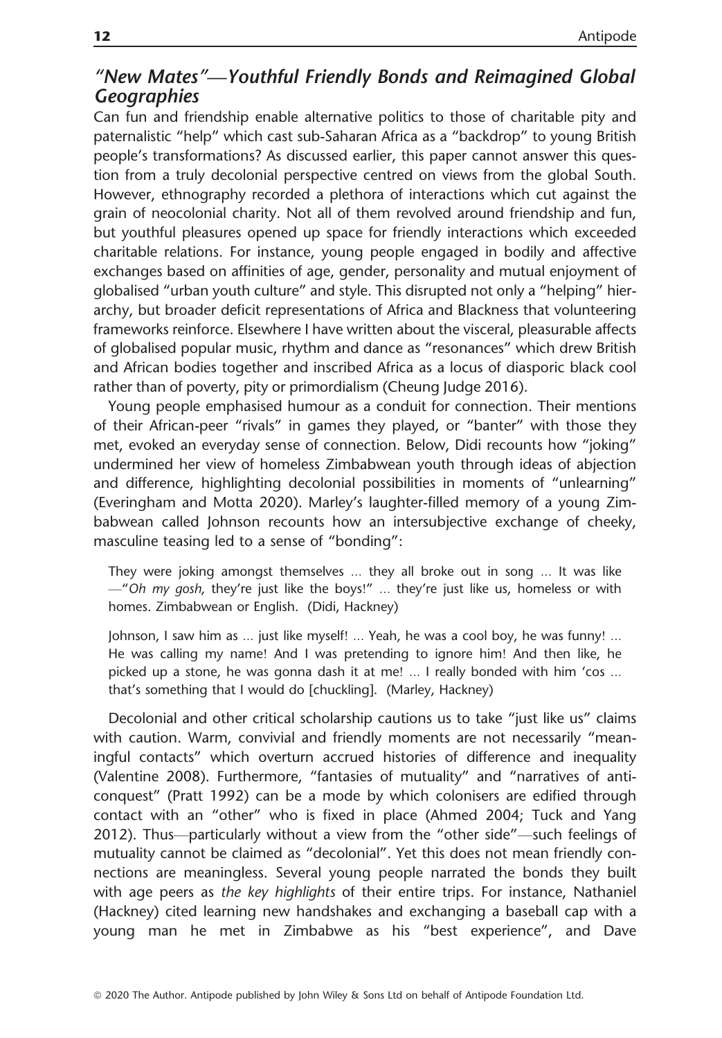## *"New Mates"—Youthful Friendly Bonds and Reimagined Global Geographies*

Can fun and friendship enable alternative politics to those of charitable pity and paternalistic "help" which cast sub-Saharan Africa as a "backdrop" to young British people's transformations? As discussed earlier, this paper cannot answer this question from a truly decolonial perspective centred on views from the global South. However, ethnography recorded a plethora of interactions which cut against the grain of neocolonial charity. Not all of them revolved around friendship and fun, but youthful pleasures opened up space for friendly interactions which exceeded charitable relations. For instance, young people engaged in bodily and affective exchanges based on affinities of age, gender, personality and mutual enjoyment of globalised "urban youth culture" and style. This disrupted not only a "helping" hierarchy, but broader deficit representations of Africa and Blackness that volunteering frameworks reinforce. Elsewhere I have written about the visceral, pleasurable affects of globalised popular music, rhythm and dance as "resonances" which drew British and African bodies together and inscribed Africa as a locus of diasporic black cool rather than of poverty, pity or primordialism (Cheung Judge 2016).

Young people emphasised humour as a conduit for connection. Their mentions of their African-peer "rivals" in games they played, or "banter" with those they met, evoked an everyday sense of connection. Below, Didi recounts how "joking" undermined her view of homeless Zimbabwean youth through ideas of abjection and difference, highlighting decolonial possibilities in moments of "unlearning" (Everingham and Motta 2020). Marley's laughter-filled memory of a young Zimbabwean called Johnson recounts how an intersubjective exchange of cheeky, masculine teasing led to a sense of "bonding":

> They were joking amongst themselves … they all broke out in song … It was like —"*Oh my gosh*, they're just like the boys!" … they're just like us, homeless or with homes. Zimbabwean or English. (Didi, Hackney)

> Johnson, I saw him as … just like myself! … Yeah, he was a cool boy, he was funny! … He was calling my name! And I was pretending to ignore him! And then like, he picked up a stone, he was gonna dash it at me! … I really bonded with him 'cos … that's something that I would do [chuckling]. (Marley, Hackney)

Decolonial and other critical scholarship cautions us to take "just like us" claims with caution. Warm, convivial and friendly moments are not necessarily "meaningful contacts" which overturn accrued histories of difference and inequality (Valentine 2008). Furthermore, "fantasies of mutuality" and "narratives of anti-conquest" (Pratt 1992) can be a mode by which colonisers are edified through contact with an "other" who is fixed in place (Ahmed 2004; Tuck and Yang 2012). Thus—particularly without a view from the "other side"—such feelings of mutuality cannot be claimed as "decolonial". Yet this does not mean friendly connections are meaningless. Several young people narrated the bonds they built with age peers as *the key highlights* of their entire trips. For instance, Nathaniel (Hackney) cited learning new handshakes and exchanging a baseball cap with a young man he met in Zimbabwe as his "best experience", and Dave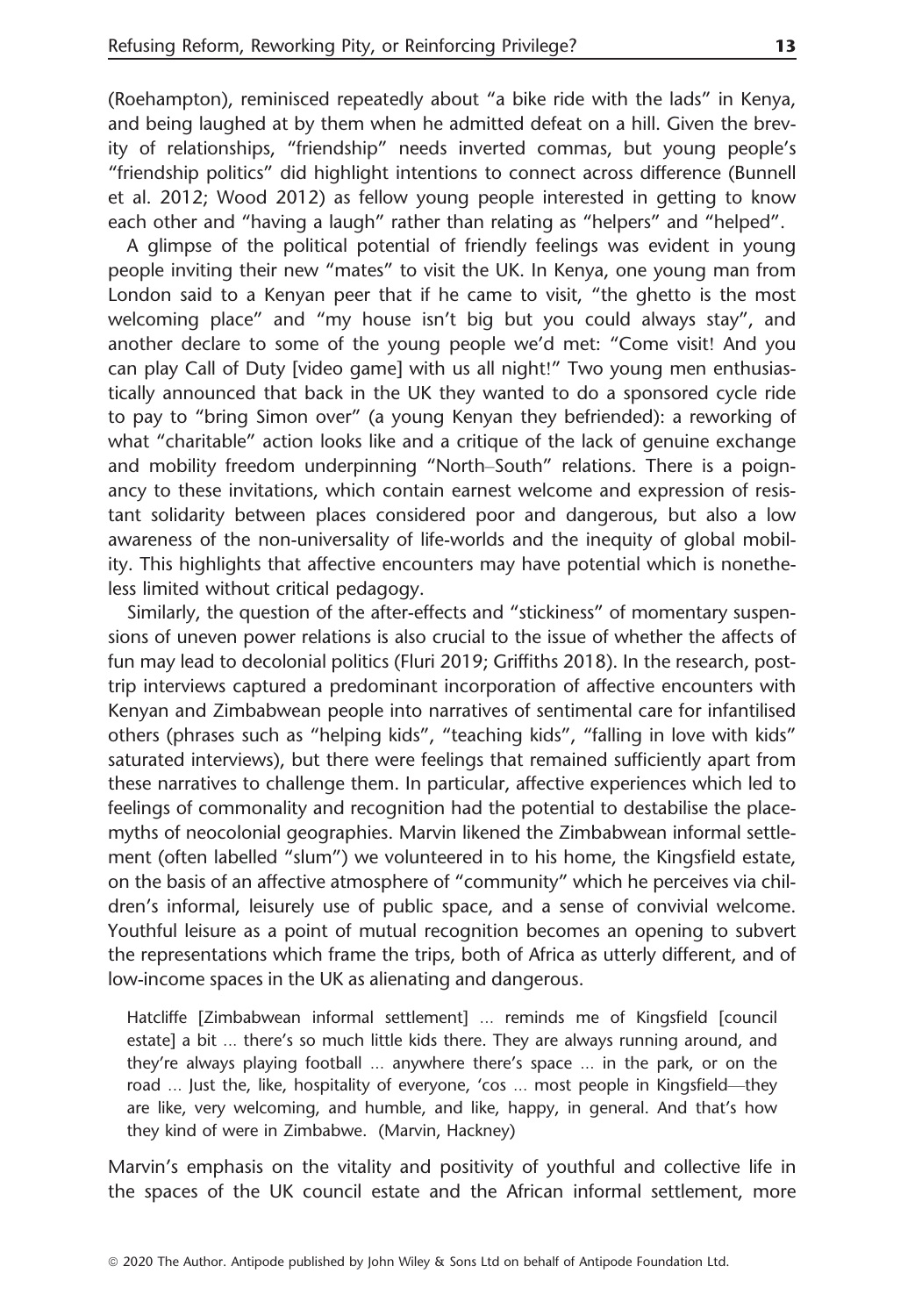(Roehampton), reminisced repeatedly about "a bike ride with the lads" in Kenya, and being laughed at by them when he admitted defeat on a hill. Given the brevity of relationships, "friendship" needs inverted commas, but young people's "friendship politics" did highlight intentions to connect across difference (Bunnell et al. 2012; Wood 2012) as fellow young people interested in getting to know each other and "having a laugh" rather than relating as "helpers" and "helped".

A glimpse of the political potential of friendly feelings was evident in young people inviting their new "mates" to visit the UK. In Kenya, one young man from London said to a Kenyan peer that if he came to visit, "the ghetto is the most welcoming place" and "my house isn't big but you could always stay", and another declare to some of the young people we'd met: "Come visit! And you can play Call of Duty [video game] with us all night!" Two young men enthusiastically announced that back in the UK they wanted to do a sponsored cycle ride to pay to "bring Simon over" (a young Kenyan they befriended): a reworking of what "charitable" action looks like and a critique of the lack of genuine exchange and mobility freedom underpinning "North–South" relations. There is a poignancy to these invitations, which contain earnest welcome and expression of resistant solidarity between places considered poor and dangerous, but also a low awareness of the non-universality of life-worlds and the inequity of global mobility. This highlights that affective encounters may have potential which is nonetheless limited without critical pedagogy.

Similarly, the question of the after-effects and "stickiness" of momentary suspensions of uneven power relations is also crucial to the issue of whether the affects of fun may lead to decolonial politics (Fluri 2019; Griffiths 2018). In the research, post-trip interviews captured a predominant incorporation of affective encounters with Kenyan and Zimbabwean people into narratives of sentimental care for infantilised others (phrases such as "helping kids", "teaching kids", "falling in love with kids" saturated interviews), but there were feelings that remained sufficiently apart from these narratives to challenge them. In particular, affective experiences which led to feelings of commonality and recognition had the potential to destabilise the place-myths of neocolonial geographies. Marvin likened the Zimbabwean informal settlement (often labelled "slum") we volunteered in to his home, the Kingsfield estate, on the basis of an affective atmosphere of "community" which he perceives via children's informal, leisurely use of public space, and a sense of convivial welcome. Youthful leisure as a point of mutual recognition becomes an opening to subvert the representations which frame the trips, both of Africa as utterly different, and of low-income spaces in the UK as alienating and dangerous.

> Hatcliffe [Zimbabwean informal settlement] ... reminds me of Kingsfield [council estate] a bit ... there's so much little kids there. They are always running around, and they're always playing football ... anywhere there's space ... in the park, or on the road ... Just the, like, hospitality of everyone, 'cos ... most people in Kingsfield—they are like, very welcoming, and humble, and like, happy, in general. And that's how they kind of were in Zimbabwe. (Marvin, Hackney)

Marvin's emphasis on the vitality and positivity of youthful and collective life in the spaces of the UK council estate and the African informal settlement, more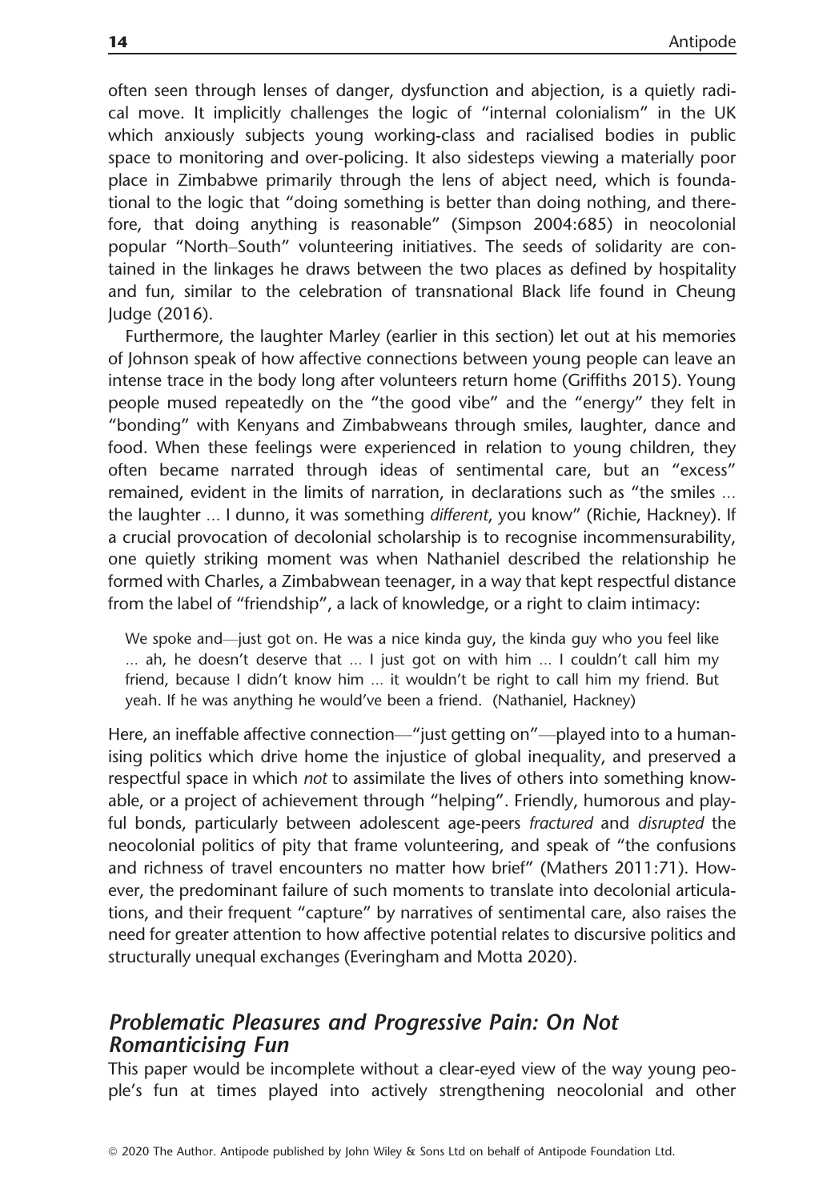often seen through lenses of danger, dysfunction and abjection, is a quietly radical move. It implicitly challenges the logic of "internal colonialism" in the UK which anxiously subjects young working-class and racialised bodies in public space to monitoring and over-policing. It also sidesteps viewing a materially poor place in Zimbabwe primarily through the lens of abject need, which is foundational to the logic that "doing something is better than doing nothing, and therefore, that doing anything is reasonable" (Simpson 2004:685) in neocolonial popular "North–South" volunteering initiatives. The seeds of solidarity are contained in the linkages he draws between the two places as defined by hospitality and fun, similar to the celebration of transnational Black life found in Cheung Judge (2016).

Furthermore, the laughter Marley (earlier in this section) let out at his memories of Johnson speak of how affective connections between young people can leave an intense trace in the body long after volunteers return home (Griffiths 2015). Young people mused repeatedly on the "the good vibe" and the "energy" they felt in "bonding" with Kenyans and Zimbabweans through smiles, laughter, dance and food. When these feelings were experienced in relation to young children, they often became narrated through ideas of sentimental care, but an "excess" remained, evident in the limits of narration, in declarations such as "the smiles ... the laughter ... I dunno, it was something *different*, you know" (Richie, Hackney). If a crucial provocation of decolonial scholarship is to recognise incommensurability, one quietly striking moment was when Nathaniel described the relationship he formed with Charles, a Zimbabwean teenager, in a way that kept respectful distance from the label of "friendship", a lack of knowledge, or a right to claim intimacy:

> We spoke and—just got on. He was a nice kinda guy, the kinda guy who you feel like ... ah, he doesn't deserve that ... I just got on with him ... I couldn't call him my friend, because I didn't know him ... it wouldn't be right to call him my friend. But yeah. If he was anything he would've been a friend. (Nathaniel, Hackney)

Here, an ineffable affective connection—"just getting on"—played into to a humanising politics which drive home the injustice of global inequality, and preserved a respectful space in which *not* to assimilate the lives of others into something knowable, or a project of achievement through "helping". Friendly, humorous and playful bonds, particularly between adolescent age-peers *fractured* and *disrupted* the neocolonial politics of pity that frame volunteering, and speak of "the confusions and richness of travel encounters no matter how brief" (Mathers 2011:71). However, the predominant failure of such moments to translate into decolonial articulations, and their frequent "capture" by narratives of sentimental care, also raises the need for greater attention to how affective potential relates to discursive politics and structurally unequal exchanges (Everingham and Motta 2020).

## *Problematic Pleasures and Progressive Pain: On Not Romanticising Fun*

This paper would be incomplete without a clear-eyed view of the way young people's fun at times played into actively strengthening neocolonial and other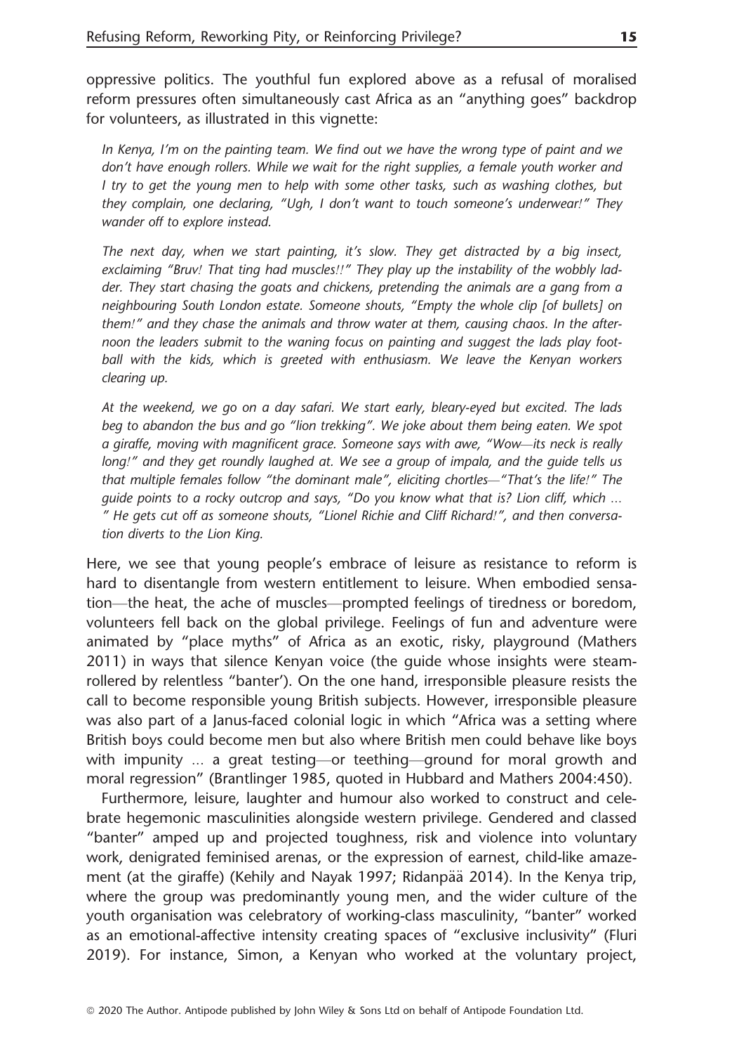oppressive politics. The youthful fun explored above as a refusal of moralised reform pressures often simultaneously cast Africa as an "anything goes" backdrop for volunteers, as illustrated in this vignette:

> *In Kenya, I'm on the painting team. We find out we have the wrong type of paint and we don't have enough rollers. While we wait for the right supplies, a female youth worker and I try to get the young men to help with some other tasks, such as washing clothes, but they complain, one declaring, "Ugh, I don't want to touch someone's underwear!" They wander off to explore instead.*
>
> *The next day, when we start painting, it's slow. They get distracted by a big insect, exclaiming "Bruv! That ting had muscles!!" They play up the instability of the wobbly ladder. They start chasing the goats and chickens, pretending the animals are a gang from a neighbouring South London estate. Someone shouts, "Empty the whole clip [of bullets] on them!" and they chase the animals and throw water at them, causing chaos. In the afternoon the leaders submit to the waning focus on painting and suggest the lads play football with the kids, which is greeted with enthusiasm. We leave the Kenyan workers clearing up.*
>
> *At the weekend, we go on a day safari. We start early, bleary-eyed but excited. The lads beg to abandon the bus and go "lion trekking". We joke about them being eaten. We spot a giraffe, moving with magnificent grace. Someone says with awe, "Wow—its neck is really long!" and they get roundly laughed at. We see a group of impala, and the guide tells us that multiple females follow "the dominant male", eliciting chortles—"That's the life!" The guide points to a rocky outcrop and says, "Do you know what that is? Lion cliff, which ... " He gets cut off as someone shouts, "Lionel Richie and Cliff Richard!", and then conversation diverts to the Lion King.*

Here, we see that young people's embrace of leisure as resistance to reform is hard to disentangle from western entitlement to leisure. When embodied sensation—the heat, the ache of muscles—prompted feelings of tiredness or boredom, volunteers fell back on the global privilege. Feelings of fun and adventure were animated by "place myths" of Africa as an exotic, risky, playground (Mathers 2011) in ways that silence Kenyan voice (the guide whose insights were steamrollered by relentless "banter'). On the one hand, irresponsible pleasure resists the call to become responsible young British subjects. However, irresponsible pleasure was also part of a Janus-faced colonial logic in which "Africa was a setting where British boys could become men but also where British men could behave like boys with impunity ... a great testing—or teething—ground for moral growth and moral regression" (Brantlinger 1985, quoted in Hubbard and Mathers 2004:450).

Furthermore, leisure, laughter and humour also worked to construct and celebrate hegemonic masculinities alongside western privilege. Gendered and classed "banter" amped up and projected toughness, risk and violence into voluntary work, denigrated feminised arenas, or the expression of earnest, child-like amazement (at the giraffe) (Kehily and Nayak 1997; Ridanpää 2014). In the Kenya trip, where the group was predominantly young men, and the wider culture of the youth organisation was celebratory of working-class masculinity, "banter" worked as an emotional-affective intensity creating spaces of "exclusive inclusivity" (Fluri 2019). For instance, Simon, a Kenyan who worked at the voluntary project,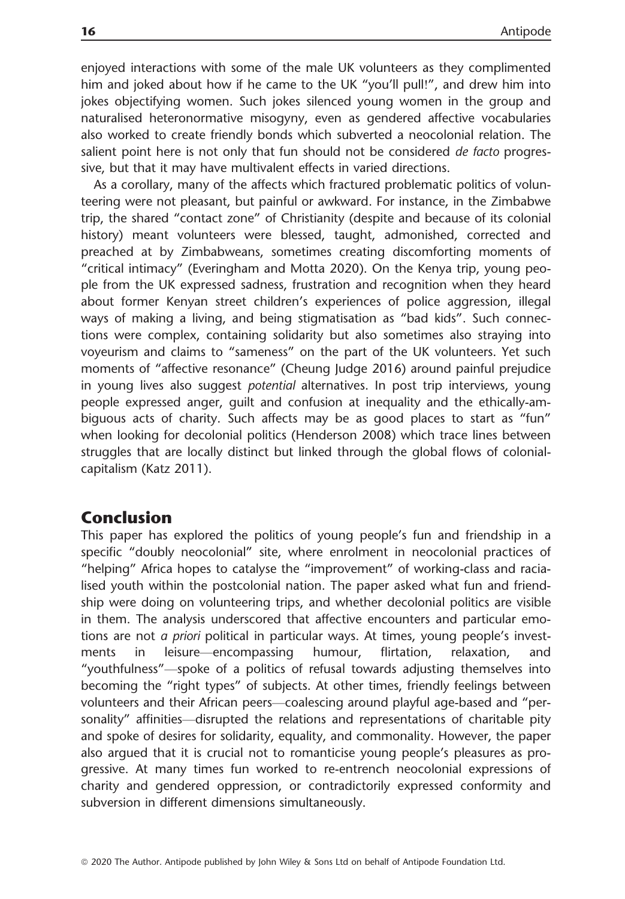enjoyed interactions with some of the male UK volunteers as they complimented him and joked about how if he came to the UK "you'll pull!", and drew him into jokes objectifying women. Such jokes silenced young women in the group and naturalised heteronormative misogyny, even as gendered affective vocabularies also worked to create friendly bonds which subverted a neocolonial relation. The salient point here is not only that fun should not be considered *de facto* progressive, but that it may have multivalent effects in varied directions.

As a corollary, many of the affects which fractured problematic politics of volunteering were not pleasant, but painful or awkward. For instance, in the Zimbabwe trip, the shared "contact zone" of Christianity (despite and because of its colonial history) meant volunteers were blessed, taught, admonished, corrected and preached at by Zimbabweans, sometimes creating discomforting moments of "critical intimacy" (Everingham and Motta 2020). On the Kenya trip, young people from the UK expressed sadness, frustration and recognition when they heard about former Kenyan street children's experiences of police aggression, illegal ways of making a living, and being stigmatisation as "bad kids". Such connections were complex, containing solidarity but also sometimes also straying into voyeurism and claims to "sameness" on the part of the UK volunteers. Yet such moments of "affective resonance" (Cheung Judge 2016) around painful prejudice in young lives also suggest *potential* alternatives. In post trip interviews, young people expressed anger, guilt and confusion at inequality and the ethically-ambiguous acts of charity. Such affects may be as good places to start as "fun" when looking for decolonial politics (Henderson 2008) which trace lines between struggles that are locally distinct but linked through the global flows of colonial-capitalism (Katz 2011).

## Conclusion

This paper has explored the politics of young people's fun and friendship in a specific "doubly neocolonial" site, where enrolment in neocolonial practices of "helping" Africa hopes to catalyse the "improvement" of working-class and racialised youth within the postcolonial nation. The paper asked what fun and friendship were doing on volunteering trips, and whether decolonial politics are visible in them. The analysis underscored that affective encounters and particular emotions are not *a priori* political in particular ways. At times, young people's investments in leisure—encompassing humour, flirtation, relaxation, and "youthfulness"—spoke of a politics of refusal towards adjusting themselves into becoming the "right types" of subjects. At other times, friendly feelings between volunteers and their African peers—coalescing around playful age-based and "personality" affinities—disrupted the relations and representations of charitable pity and spoke of desires for solidarity, equality, and commonality. However, the paper also argued that it is crucial not to romanticise young people's pleasures as progressive. At many times fun worked to re-entrench neocolonial expressions of charity and gendered oppression, or contradictorily expressed conformity and subversion in different dimensions simultaneously.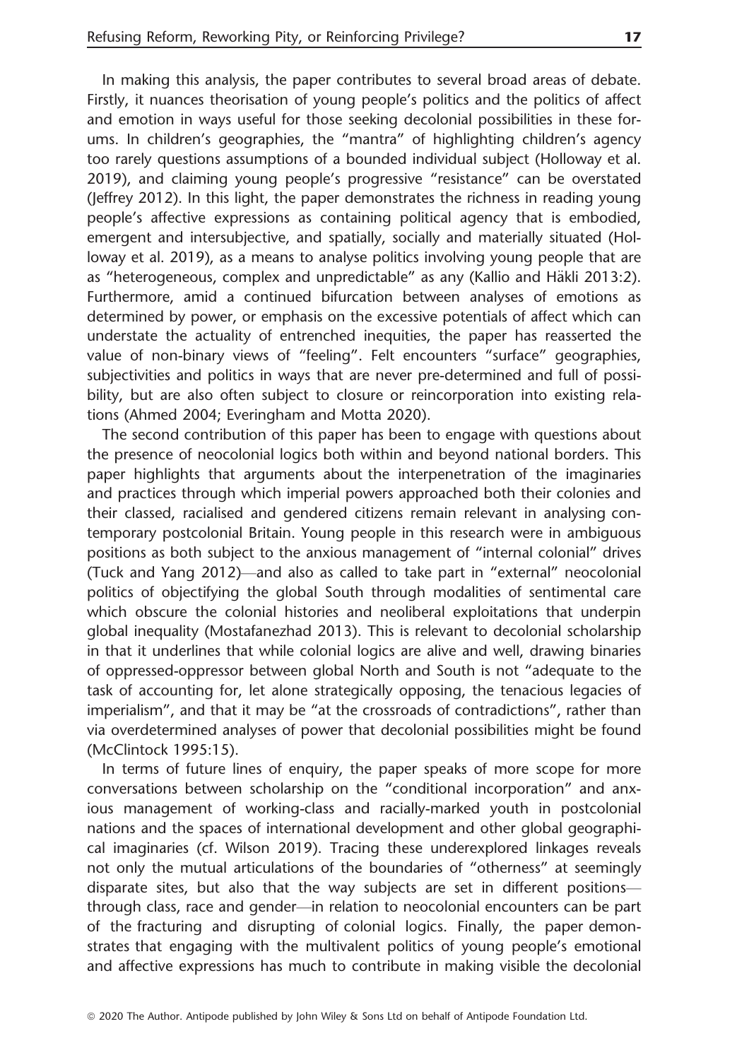In making this analysis, the paper contributes to several broad areas of debate. Firstly, it nuances theorisation of young people's politics and the politics of affect and emotion in ways useful for those seeking decolonial possibilities in these forums. In children's geographies, the "mantra" of highlighting children's agency too rarely questions assumptions of a bounded individual subject (Holloway et al. 2019), and claiming young people's progressive "resistance" can be overstated (Jeffrey 2012). In this light, the paper demonstrates the richness in reading young people's affective expressions as containing political agency that is embodied, emergent and intersubjective, and spatially, socially and materially situated (Holloway et al. 2019), as a means to analyse politics involving young people that are as "heterogeneous, complex and unpredictable" as any (Kallio and Häkli 2013:2). Furthermore, amid a continued bifurcation between analyses of emotions as determined by power, or emphasis on the excessive potentials of affect which can understate the actuality of entrenched inequities, the paper has reasserted the value of non-binary views of "feeling". Felt encounters "surface" geographies, subjectivities and politics in ways that are never pre-determined and full of possibility, but are also often subject to closure or reincorporation into existing relations (Ahmed 2004; Everingham and Motta 2020).

The second contribution of this paper has been to engage with questions about the presence of neocolonial logics both within and beyond national borders. This paper highlights that arguments about the interpenetration of the imaginaries and practices through which imperial powers approached both their colonies and their classed, racialised and gendered citizens remain relevant in analysing contemporary postcolonial Britain. Young people in this research were in ambiguous positions as both subject to the anxious management of "internal colonial" drives (Tuck and Yang 2012)—and also as called to take part in "external" neocolonial politics of objectifying the global South through modalities of sentimental care which obscure the colonial histories and neoliberal exploitations that underpin global inequality (Mostafanezhad 2013). This is relevant to decolonial scholarship in that it underlines that while colonial logics are alive and well, drawing binaries of oppressed-oppressor between global North and South is not "adequate to the task of accounting for, let alone strategically opposing, the tenacious legacies of imperialism", and that it may be "at the crossroads of contradictions", rather than via overdetermined analyses of power that decolonial possibilities might be found (McClintock 1995:15).

In terms of future lines of enquiry, the paper speaks of more scope for more conversations between scholarship on the "conditional incorporation" and anxious management of working-class and racially-marked youth in postcolonial nations and the spaces of international development and other global geographical imaginaries (cf. Wilson 2019). Tracing these underexplored linkages reveals not only the mutual articulations of the boundaries of "otherness" at seemingly disparate sites, but also that the way subjects are set in different positions—through class, race and gender—in relation to neocolonial encounters can be part of the fracturing and disrupting of colonial logics. Finally, the paper demonstrates that engaging with the multivalent politics of young people's emotional and affective expressions has much to contribute in making visible the decolonial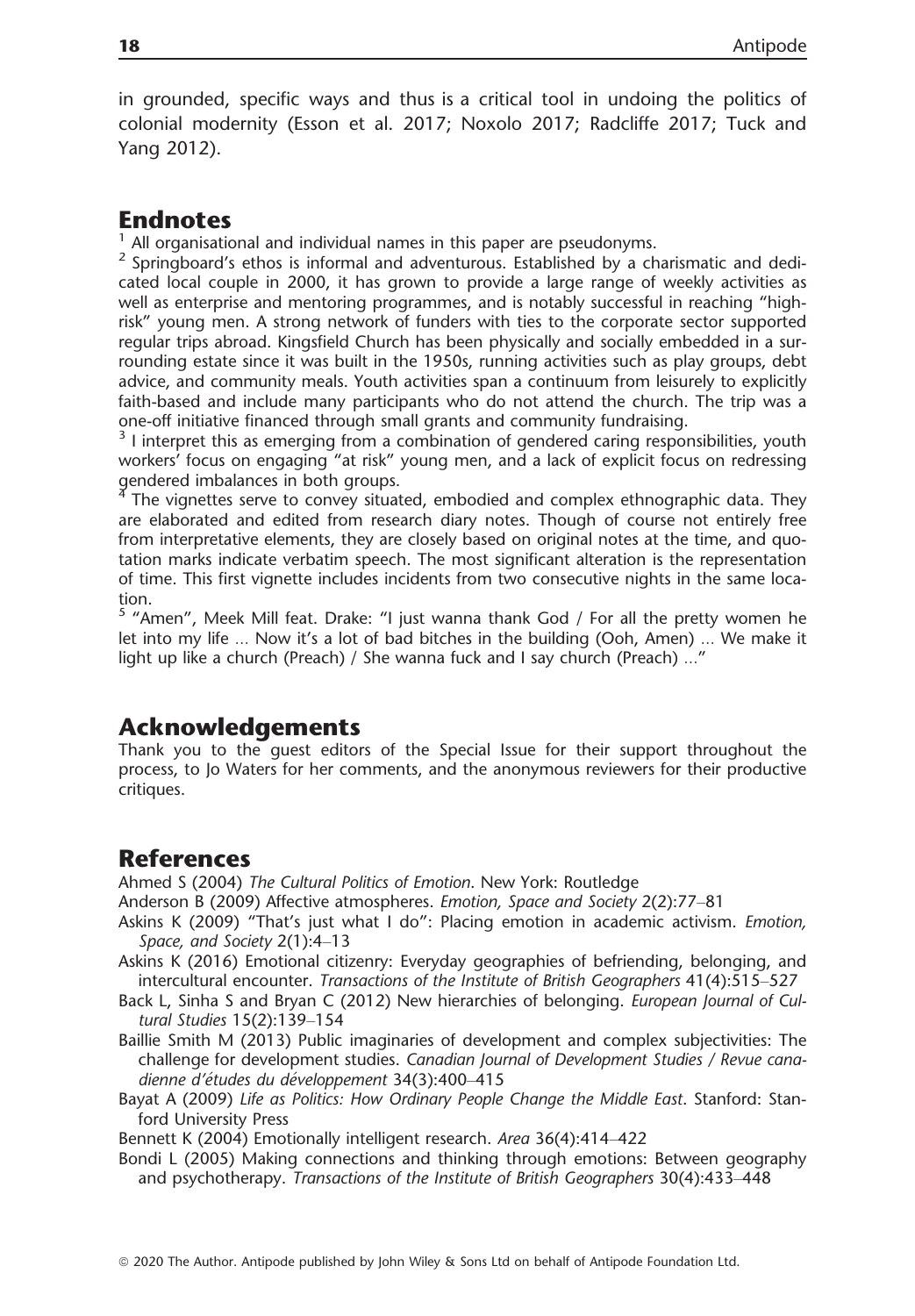in grounded, specific ways and thus is a critical tool in undoing the politics of colonial modernity (Esson et al. 2017; Noxolo 2017; Radcliffe 2017; Tuck and Yang 2012).

## Endnotes

[1] All organisational and individual names in this paper are pseudonyms.

[2] Springboard's ethos is informal and adventurous. Established by a charismatic and dedicated local couple in 2000, it has grown to provide a large range of weekly activities as well as enterprise and mentoring programmes, and is notably successful in reaching "high-risk" young men. A strong network of funders with ties to the corporate sector supported regular trips abroad. Kingsfield Church has been physically and socially embedded in a surrounding estate since it was built in the 1950s, running activities such as play groups, debt advice, and community meals. Youth activities span a continuum from leisurely to explicitly faith-based and include many participants who do not attend the church. The trip was a one-off initiative financed through small grants and community fundraising.

[3] I interpret this as emerging from a combination of gendered caring responsibilities, youth workers' focus on engaging "at risk" young men, and a lack of explicit focus on redressing gendered imbalances in both groups.

[4] The vignettes serve to convey situated, embodied and complex ethnographic data. They are elaborated and edited from research diary notes. Though of course not entirely free from interpretative elements, they are closely based on original notes at the time, and quotation marks indicate verbatim speech. The most significant alteration is the representation of time. This first vignette includes incidents from two consecutive nights in the same location.

[5] "Amen", Meek Mill feat. Drake: "I just wanna thank God / For all the pretty women he let into my life … Now it's a lot of bad bitches in the building (Ooh, Amen) … We make it light up like a church (Preach) / She wanna fuck and I say church (Preach) …"

## Acknowledgements

Thank you to the guest editors of the Special Issue for their support throughout the process, to Jo Waters for her comments, and the anonymous reviewers for their productive critiques.

## References

Ahmed S (2004) *The Cultural Politics of Emotion*. New York: Routledge

Anderson B (2009) Affective atmospheres. *Emotion, Space and Society* 2(2):77–81

Askins K (2009) "That's just what I do": Placing emotion in academic activism. *Emotion, Space, and Society* 2(1):4–13

Askins K (2016) Emotional citizenry: Everyday geographies of befriending, belonging, and intercultural encounter. *Transactions of the Institute of British Geographers* 41(4):515–527

Back L, Sinha S and Bryan C (2012) New hierarchies of belonging. *European Journal of Cultural Studies* 15(2):139–154

Baillie Smith M (2013) Public imaginaries of development and complex subjectivities: The challenge for development studies. *Canadian Journal of Development Studies / Revue canadienne d'études du développement* 34(3):400–415

Bayat A (2009) *Life as Politics: How Ordinary People Change the Middle East*. Stanford: Stanford University Press

Bennett K (2004) Emotionally intelligent research. *Area* 36(4):414–422

Bondi L (2005) Making connections and thinking through emotions: Between geography and psychotherapy. *Transactions of the Institute of British Geographers* 30(4):433–448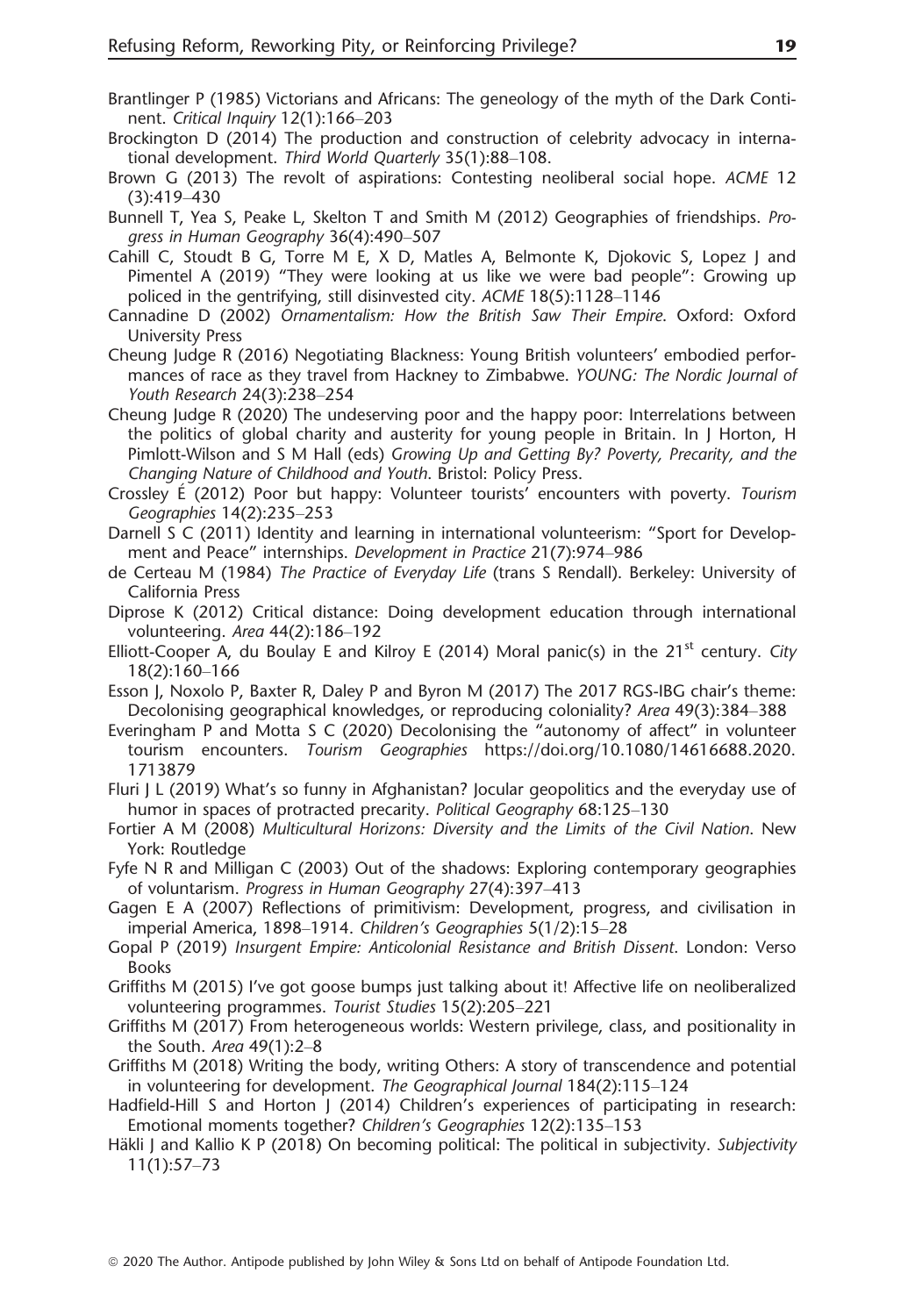Brantlinger P (1985) Victorians and Africans: The geneology of the myth of the Dark Continent. *Critical Inquiry* 12(1):166–203

Brockington D (2014) The production and construction of celebrity advocacy in international development. *Third World Quarterly* 35(1):88–108.

Brown G (2013) The revolt of aspirations: Contesting neoliberal social hope. *ACME* 12 (3):419–430

Bunnell T, Yea S, Peake L, Skelton T and Smith M (2012) Geographies of friendships. *Progress in Human Geography* 36(4):490–507

Cahill C, Stoudt B G, Torre M E, X D, Matles A, Belmonte K, Djokovic S, Lopez J and Pimentel A (2019) "They were looking at us like we were bad people": Growing up policed in the gentrifying, still disinvested city. *ACME* 18(5):1128–1146

Cannadine D (2002) *Ornamentalism: How the British Saw Their Empire*. Oxford: Oxford University Press

Cheung Judge R (2016) Negotiating Blackness: Young British volunteers' embodied performances of race as they travel from Hackney to Zimbabwe. *YOUNG: The Nordic Journal of Youth Research* 24(3):238–254

Cheung Judge R (2020) The undeserving poor and the happy poor: Interrelations between the politics of global charity and austerity for young people in Britain. In J Horton, H Pimlott-Wilson and S M Hall (eds) *Growing Up and Getting By? Poverty, Precarity, and the Changing Nature of Childhood and Youth*. Bristol: Policy Press.

Crossley É (2012) Poor but happy: Volunteer tourists' encounters with poverty. *Tourism Geographies* 14(2):235–253

Darnell S C (2011) Identity and learning in international volunteerism: "Sport for Development and Peace" internships. *Development in Practice* 21(7):974–986

de Certeau M (1984) *The Practice of Everyday Life* (trans S Rendall). Berkeley: University of California Press

Diprose K (2012) Critical distance: Doing development education through international volunteering. *Area* 44(2):186–192

Elliott-Cooper A, du Boulay E and Kilroy E (2014) Moral panic(s) in the 21st century. *City* 18(2):160–166

Esson J, Noxolo P, Baxter R, Daley P and Byron M (2017) The 2017 RGS-IBG chair's theme: Decolonising geographical knowledges, or reproducing coloniality? *Area* 49(3):384–388

Everingham P and Motta S C (2020) Decolonising the "autonomy of affect" in volunteer tourism encounters. *Tourism Geographies* https://doi.org/10.1080/14616688.2020.1713879

Fluri J L (2019) What's so funny in Afghanistan? Jocular geopolitics and the everyday use of humor in spaces of protracted precarity. *Political Geography* 68:125–130

Fortier A M (2008) *Multicultural Horizons: Diversity and the Limits of the Civil Nation*. New York: Routledge

Fyfe N R and Milligan C (2003) Out of the shadows: Exploring contemporary geographies of voluntarism. *Progress in Human Geography* 27(4):397–413

Gagen E A (2007) Reflections of primitivism: Development, progress, and civilisation in imperial America, 1898–1914. *Children's Geographies* 5(1/2):15–28

Gopal P (2019) *Insurgent Empire: Anticolonial Resistance and British Dissent*. London: Verso Books

Griffiths M (2015) I've got goose bumps just talking about it! Affective life on neoliberalized volunteering programmes. *Tourist Studies* 15(2):205–221

Griffiths M (2017) From heterogeneous worlds: Western privilege, class, and positionality in the South. *Area* 49(1):2–8

Griffiths M (2018) Writing the body, writing Others: A story of transcendence and potential in volunteering for development. *The Geographical Journal* 184(2):115–124

Hadfield-Hill S and Horton J (2014) Children's experiences of participating in research: Emotional moments together? *Children's Geographies* 12(2):135–153

Häkli J and Kallio K P (2018) On becoming political: The political in subjectivity. *Subjectivity* 11(1):57–73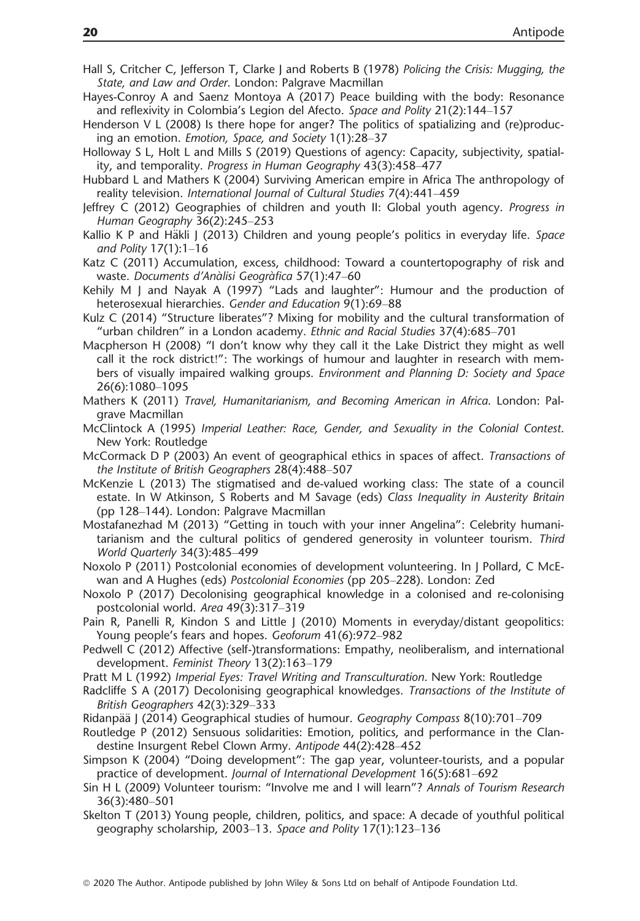Hall S, Critcher C, Jefferson T, Clarke J and Roberts B (1978) *Policing the Crisis: Mugging, the State, and Law and Order*. London: Palgrave Macmillan

Hayes-Conroy A and Saenz Montoya A (2017) Peace building with the body: Resonance and reflexivity in Colombia's Legion del Afecto. *Space and Polity* 21(2):144–157

Henderson V L (2008) Is there hope for anger? The politics of spatializing and (re)producing an emotion. *Emotion, Space, and Society* 1(1):28–37

Holloway S L, Holt L and Mills S (2019) Questions of agency: Capacity, subjectivity, spatiality, and temporality. *Progress in Human Geography* 43(3):458–477

Hubbard L and Mathers K (2004) Surviving American empire in Africa The anthropology of reality television. *International Journal of Cultural Studies* 7(4):441–459

Jeffrey C (2012) Geographies of children and youth II: Global youth agency. *Progress in Human Geography* 36(2):245–253

Kallio K P and Häkli J (2013) Children and young people's politics in everyday life. *Space and Polity* 17(1):1–16

Katz C (2011) Accumulation, excess, childhood: Toward a countertopography of risk and waste. *Documents d'Anàlisi Geogràfica* 57(1):47–60

Kehily M J and Nayak A (1997) "Lads and laughter": Humour and the production of heterosexual hierarchies. *Gender and Education* 9(1):69–88

Kulz C (2014) "Structure liberates"? Mixing for mobility and the cultural transformation of "urban children" in a London academy. *Ethnic and Racial Studies* 37(4):685–701

Macpherson H (2008) "I don't know why they call it the Lake District they might as well call it the rock district!": The workings of humour and laughter in research with members of visually impaired walking groups. *Environment and Planning D: Society and Space* 26(6):1080–1095

Mathers K (2011) *Travel, Humanitarianism, and Becoming American in Africa*. London: Palgrave Macmillan

McClintock A (1995) *Imperial Leather: Race, Gender, and Sexuality in the Colonial Contest*. New York: Routledge

McCormack D P (2003) An event of geographical ethics in spaces of affect. *Transactions of the Institute of British Geographers* 28(4):488–507

McKenzie L (2013) The stigmatised and de-valued working class: The state of a council estate. In W Atkinson, S Roberts and M Savage (eds) *Class Inequality in Austerity Britain* (pp 128–144). London: Palgrave Macmillan

Mostafanezhad M (2013) "Getting in touch with your inner Angelina": Celebrity humanitarianism and the cultural politics of gendered generosity in volunteer tourism. *Third World Quarterly* 34(3):485–499

Noxolo P (2011) Postcolonial economies of development volunteering. In J Pollard, C McEwan and A Hughes (eds) *Postcolonial Economies* (pp 205–228). London: Zed

Noxolo P (2017) Decolonising geographical knowledge in a colonised and re-colonising postcolonial world. *Area* 49(3):317–319

Pain R, Panelli R, Kindon S and Little J (2010) Moments in everyday/distant geopolitics: Young people's fears and hopes. *Geoforum* 41(6):972–982

Pedwell C (2012) Affective (self-)transformations: Empathy, neoliberalism, and international development. *Feminist Theory* 13(2):163–179

Pratt M L (1992) *Imperial Eyes: Travel Writing and Transculturation*. New York: Routledge

Radcliffe S A (2017) Decolonising geographical knowledges. *Transactions of the Institute of British Geographers* 42(3):329–333

Ridanpää J (2014) Geographical studies of humour. *Geography Compass* 8(10):701–709

Routledge P (2012) Sensuous solidarities: Emotion, politics, and performance in the Clandestine Insurgent Rebel Clown Army. *Antipode* 44(2):428–452

Simpson K (2004) "Doing development": The gap year, volunteer-tourists, and a popular practice of development. *Journal of International Development* 16(5):681–692

Sin H L (2009) Volunteer tourism: "Involve me and I will learn"? *Annals of Tourism Research* 36(3):480–501

Skelton T (2013) Young people, children, politics, and space: A decade of youthful political geography scholarship, 2003–13. *Space and Polity* 17(1):123–136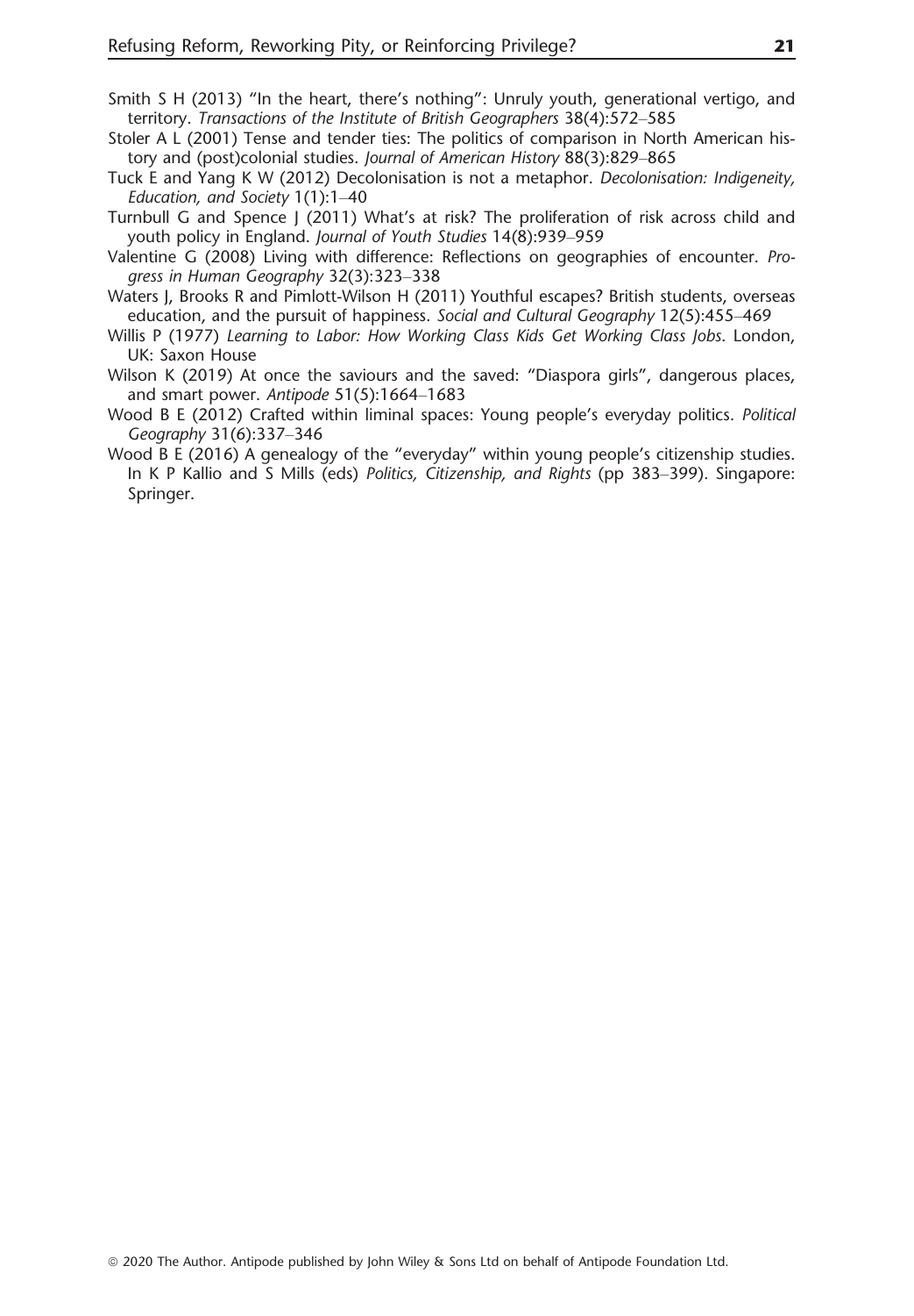Smith S H (2013) "In the heart, there's nothing": Unruly youth, generational vertigo, and territory. *Transactions of the Institute of British Geographers* 38(4):572–585

Stoler A L (2001) Tense and tender ties: The politics of comparison in North American history and (post)colonial studies. *Journal of American History* 88(3):829–865

Tuck E and Yang K W (2012) Decolonisation is not a metaphor. *Decolonisation: Indigeneity, Education, and Society* 1(1):1–40

Turnbull G and Spence J (2011) What's at risk? The proliferation of risk across child and youth policy in England. *Journal of Youth Studies* 14(8):939–959

Valentine G (2008) Living with difference: Reflections on geographies of encounter. *Progress in Human Geography* 32(3):323–338

Waters J, Brooks R and Pimlott-Wilson H (2011) Youthful escapes? British students, overseas education, and the pursuit of happiness. *Social and Cultural Geography* 12(5):455–469

Willis P (1977) *Learning to Labor: How Working Class Kids Get Working Class Jobs*. London, UK: Saxon House

Wilson K (2019) At once the saviours and the saved: "Diaspora girls", dangerous places, and smart power. *Antipode* 51(5):1664–1683

Wood B E (2012) Crafted within liminal spaces: Young people's everyday politics. *Political Geography* 31(6):337–346

Wood B E (2016) A genealogy of the "everyday" within young people's citizenship studies. In K P Kallio and S Mills (eds) *Politics, Citizenship, and Rights* (pp 383–399). Singapore: Springer.